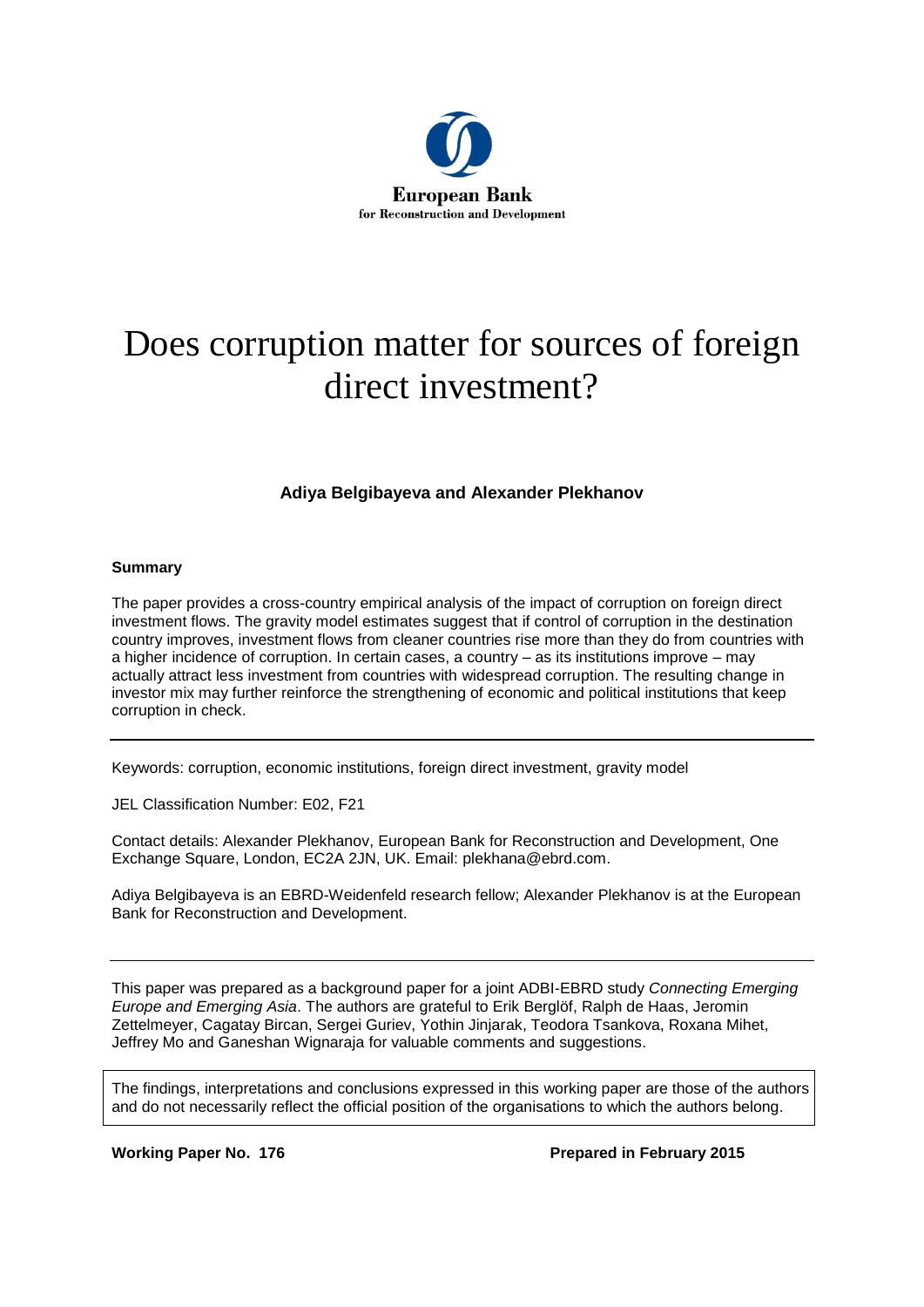European Bank
for Reconstruction and Development

# Does corruption matter for sources of foreign direct investment?

**Adiya Belgibayeva and Alexander Plekhanov**

**Summary**

The paper provides a cross-country empirical analysis of the impact of corruption on foreign direct investment flows. The gravity model estimates suggest that if control of corruption in the destination country improves, investment flows from cleaner countries rise more than they do from countries with a higher incidence of corruption. In certain cases, a country – as its institutions improve – may actually attract less investment from countries with widespread corruption. The resulting change in investor mix may further reinforce the strengthening of economic and political institutions that keep corruption in check.

---

Keywords: corruption, economic institutions, foreign direct investment, gravity model

JEL Classification Number: E02, F21

Contact details: Alexander Plekhanov, European Bank for Reconstruction and Development, One Exchange Square, London, EC2A 2JN, UK. Email: plekhana@ebrd.com.

Adiya Belgibayeva is an EBRD-Weidenfeld research fellow; Alexander Plekhanov is at the European Bank for Reconstruction and Development.

---

This paper was prepared as a background paper for a joint ADBI-EBRD study *Connecting Emerging Europe and Emerging Asia*. The authors are grateful to Erik Berglöf, Ralph de Haas, Jeromin Zettelmeyer, Cagatay Bircan, Sergei Guriev, Yothin Jinjarak, Teodora Tsankova, Roxana Mihet, Jeffrey Mo and Ganeshan Wignaraja for valuable comments and suggestions.

The findings, interpretations and conclusions expressed in this working paper are those of the authors and do not necessarily reflect the official position of the organisations to which the authors belong.

**Working Paper No. 176** **Prepared in February 2015**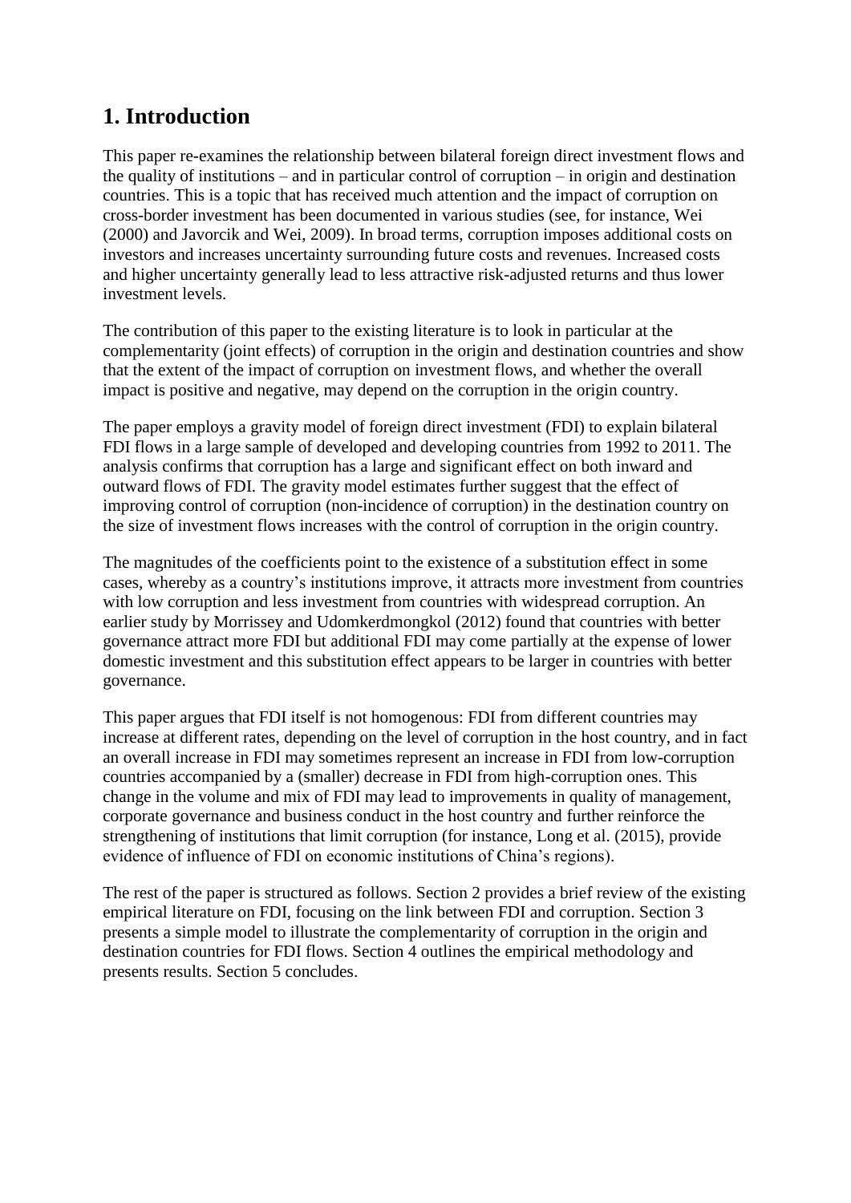# 1. Introduction

This paper re-examines the relationship between bilateral foreign direct investment flows and the quality of institutions – and in particular control of corruption – in origin and destination countries. This is a topic that has received much attention and the impact of corruption on cross-border investment has been documented in various studies (see, for instance, Wei (2000) and Javorcik and Wei, 2009). In broad terms, corruption imposes additional costs on investors and increases uncertainty surrounding future costs and revenues. Increased costs and higher uncertainty generally lead to less attractive risk-adjusted returns and thus lower investment levels.

The contribution of this paper to the existing literature is to look in particular at the complementarity (joint effects) of corruption in the origin and destination countries and show that the extent of the impact of corruption on investment flows, and whether the overall impact is positive and negative, may depend on the corruption in the origin country.

The paper employs a gravity model of foreign direct investment (FDI) to explain bilateral FDI flows in a large sample of developed and developing countries from 1992 to 2011. The analysis confirms that corruption has a large and significant effect on both inward and outward flows of FDI. The gravity model estimates further suggest that the effect of improving control of corruption (non-incidence of corruption) in the destination country on the size of investment flows increases with the control of corruption in the origin country.

The magnitudes of the coefficients point to the existence of a substitution effect in some cases, whereby as a country's institutions improve, it attracts more investment from countries with low corruption and less investment from countries with widespread corruption. An earlier study by Morrissey and Udomkerdmongkol (2012) found that countries with better governance attract more FDI but additional FDI may come partially at the expense of lower domestic investment and this substitution effect appears to be larger in countries with better governance.

This paper argues that FDI itself is not homogenous: FDI from different countries may increase at different rates, depending on the level of corruption in the host country, and in fact an overall increase in FDI may sometimes represent an increase in FDI from low-corruption countries accompanied by a (smaller) decrease in FDI from high-corruption ones. This change in the volume and mix of FDI may lead to improvements in quality of management, corporate governance and business conduct in the host country and further reinforce the strengthening of institutions that limit corruption (for instance, Long et al. (2015), provide evidence of influence of FDI on economic institutions of China's regions).

The rest of the paper is structured as follows. Section 2 provides a brief review of the existing empirical literature on FDI, focusing on the link between FDI and corruption. Section 3 presents a simple model to illustrate the complementarity of corruption in the origin and destination countries for FDI flows. Section 4 outlines the empirical methodology and presents results. Section 5 concludes.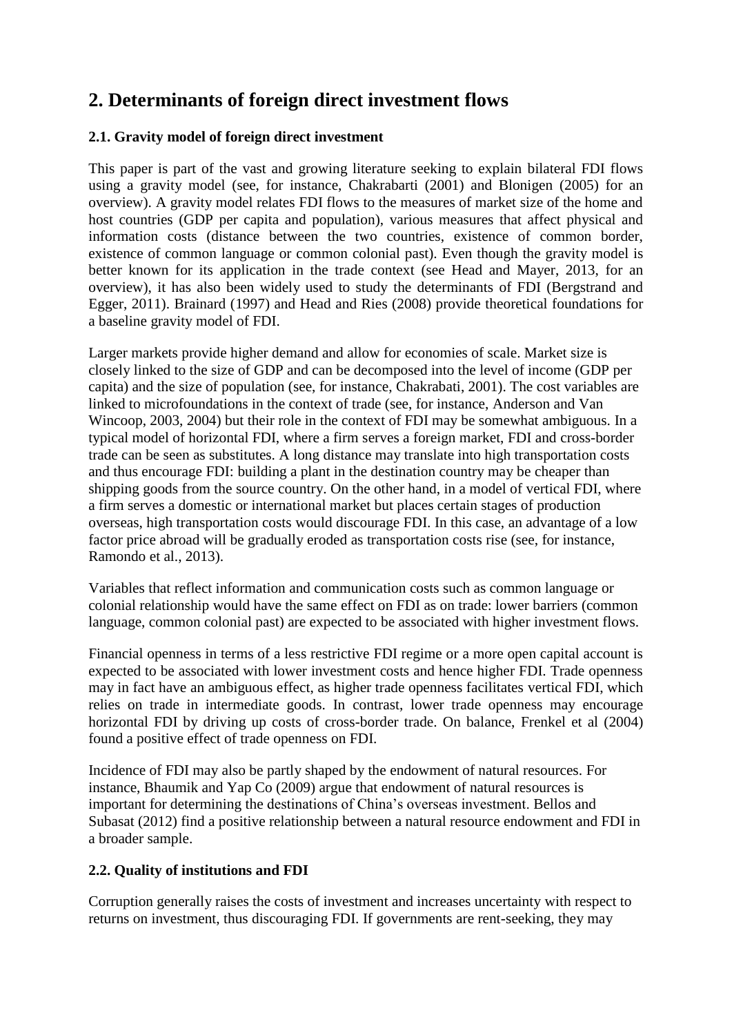## 2. Determinants of foreign direct investment flows

### 2.1. Gravity model of foreign direct investment

This paper is part of the vast and growing literature seeking to explain bilateral FDI flows using a gravity model (see, for instance, Chakrabarti (2001) and Blonigen (2005) for an overview). A gravity model relates FDI flows to the measures of market size of the home and host countries (GDP per capita and population), various measures that affect physical and information costs (distance between the two countries, existence of common border, existence of common language or common colonial past). Even though the gravity model is better known for its application in the trade context (see Head and Mayer, 2013, for an overview), it has also been widely used to study the determinants of FDI (Bergstrand and Egger, 2011). Brainard (1997) and Head and Ries (2008) provide theoretical foundations for a baseline gravity model of FDI.

Larger markets provide higher demand and allow for economies of scale. Market size is closely linked to the size of GDP and can be decomposed into the level of income (GDP per capita) and the size of population (see, for instance, Chakrabati, 2001). The cost variables are linked to microfoundations in the context of trade (see, for instance, Anderson and Van Wincoop, 2003, 2004) but their role in the context of FDI may be somewhat ambiguous. In a typical model of horizontal FDI, where a firm serves a foreign market, FDI and cross-border trade can be seen as substitutes. A long distance may translate into high transportation costs and thus encourage FDI: building a plant in the destination country may be cheaper than shipping goods from the source country. On the other hand, in a model of vertical FDI, where a firm serves a domestic or international market but places certain stages of production overseas, high transportation costs would discourage FDI. In this case, an advantage of a low factor price abroad will be gradually eroded as transportation costs rise (see, for instance, Ramondo et al., 2013).

Variables that reflect information and communication costs such as common language or colonial relationship would have the same effect on FDI as on trade: lower barriers (common language, common colonial past) are expected to be associated with higher investment flows.

Financial openness in terms of a less restrictive FDI regime or a more open capital account is expected to be associated with lower investment costs and hence higher FDI. Trade openness may in fact have an ambiguous effect, as higher trade openness facilitates vertical FDI, which relies on trade in intermediate goods. In contrast, lower trade openness may encourage horizontal FDI by driving up costs of cross-border trade. On balance, Frenkel et al (2004) found a positive effect of trade openness on FDI.

Incidence of FDI may also be partly shaped by the endowment of natural resources. For instance, Bhaumik and Yap Co (2009) argue that endowment of natural resources is important for determining the destinations of China's overseas investment. Bellos and Subasat (2012) find a positive relationship between a natural resource endowment and FDI in a broader sample.

### 2.2. Quality of institutions and FDI

Corruption generally raises the costs of investment and increases uncertainty with respect to returns on investment, thus discouraging FDI. If governments are rent-seeking, they may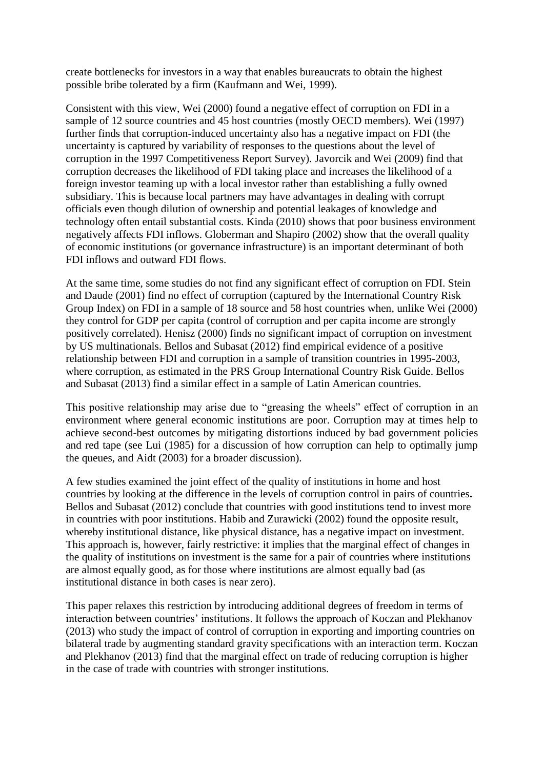create bottlenecks for investors in a way that enables bureaucrats to obtain the highest possible bribe tolerated by a firm (Kaufmann and Wei, 1999).

Consistent with this view, Wei (2000) found a negative effect of corruption on FDI in a sample of 12 source countries and 45 host countries (mostly OECD members). Wei (1997) further finds that corruption-induced uncertainty also has a negative impact on FDI (the uncertainty is captured by variability of responses to the questions about the level of corruption in the 1997 Competitiveness Report Survey). Javorcik and Wei (2009) find that corruption decreases the likelihood of FDI taking place and increases the likelihood of a foreign investor teaming up with a local investor rather than establishing a fully owned subsidiary. This is because local partners may have advantages in dealing with corrupt officials even though dilution of ownership and potential leakages of knowledge and technology often entail substantial costs. Kinda (2010) shows that poor business environment negatively affects FDI inflows. Globerman and Shapiro (2002) show that the overall quality of economic institutions (or governance infrastructure) is an important determinant of both FDI inflows and outward FDI flows.

At the same time, some studies do not find any significant effect of corruption on FDI. Stein and Daude (2001) find no effect of corruption (captured by the International Country Risk Group Index) on FDI in a sample of 18 source and 58 host countries when, unlike Wei (2000) they control for GDP per capita (control of corruption and per capita income are strongly positively correlated). Henisz (2000) finds no significant impact of corruption on investment by US multinationals. Bellos and Subasat (2012) find empirical evidence of a positive relationship between FDI and corruption in a sample of transition countries in 1995-2003, where corruption, as estimated in the PRS Group International Country Risk Guide. Bellos and Subasat (2013) find a similar effect in a sample of Latin American countries.

This positive relationship may arise due to "greasing the wheels" effect of corruption in an environment where general economic institutions are poor. Corruption may at times help to achieve second-best outcomes by mitigating distortions induced by bad government policies and red tape (see Lui (1985) for a discussion of how corruption can help to optimally jump the queues, and Aidt (2003) for a broader discussion).

A few studies examined the joint effect of the quality of institutions in home and host countries by looking at the difference in the levels of corruption control in pairs of countries**.** Bellos and Subasat (2012) conclude that countries with good institutions tend to invest more in countries with poor institutions. Habib and Zurawicki (2002) found the opposite result, whereby institutional distance, like physical distance, has a negative impact on investment. This approach is, however, fairly restrictive: it implies that the marginal effect of changes in the quality of institutions on investment is the same for a pair of countries where institutions are almost equally good, as for those where institutions are almost equally bad (as institutional distance in both cases is near zero).

This paper relaxes this restriction by introducing additional degrees of freedom in terms of interaction between countries' institutions. It follows the approach of Koczan and Plekhanov (2013) who study the impact of control of corruption in exporting and importing countries on bilateral trade by augmenting standard gravity specifications with an interaction term. Koczan and Plekhanov (2013) find that the marginal effect on trade of reducing corruption is higher in the case of trade with countries with stronger institutions.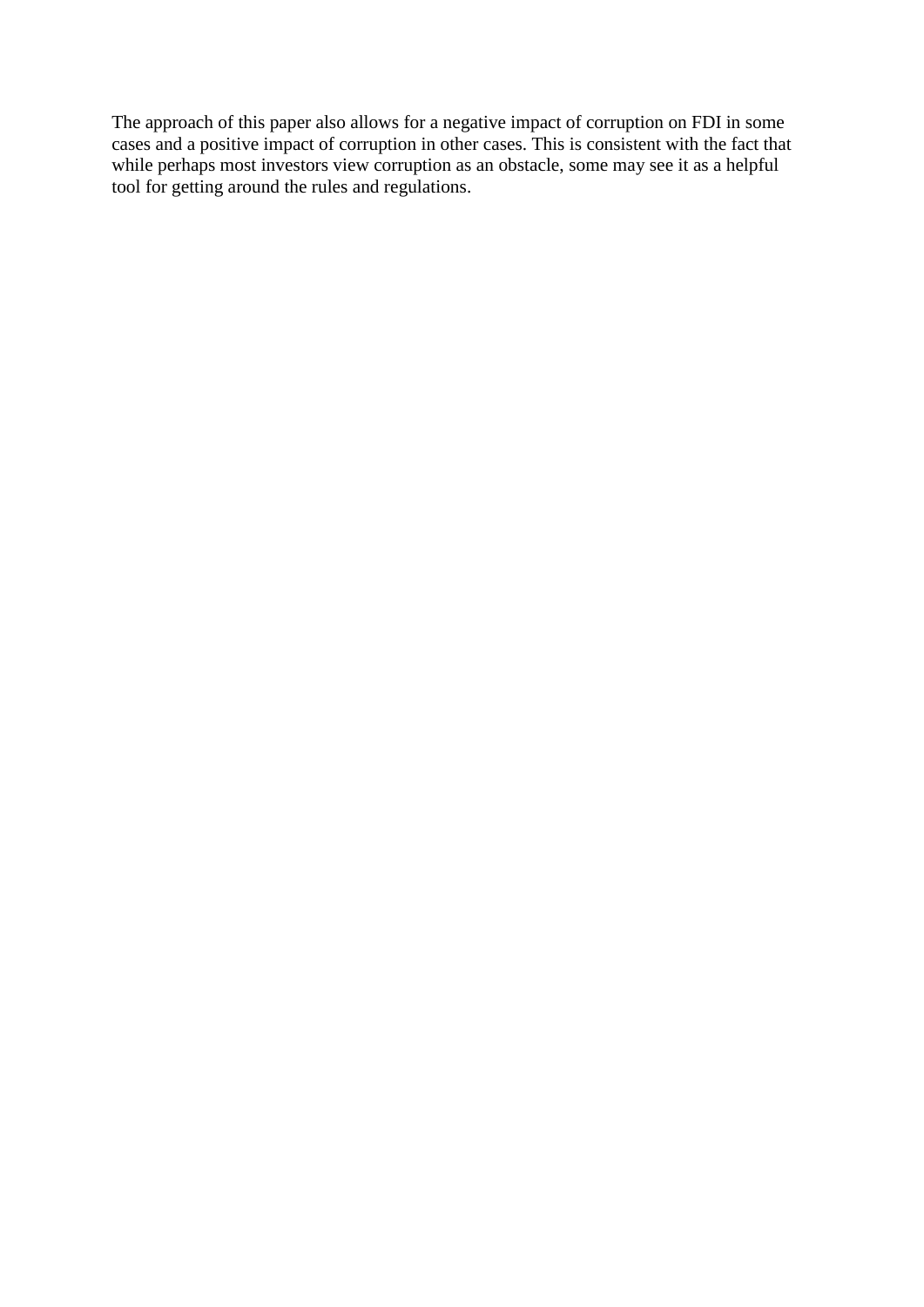The approach of this paper also allows for a negative impact of corruption on FDI in some cases and a positive impact of corruption in other cases. This is consistent with the fact that while perhaps most investors view corruption as an obstacle, some may see it as a helpful tool for getting around the rules and regulations.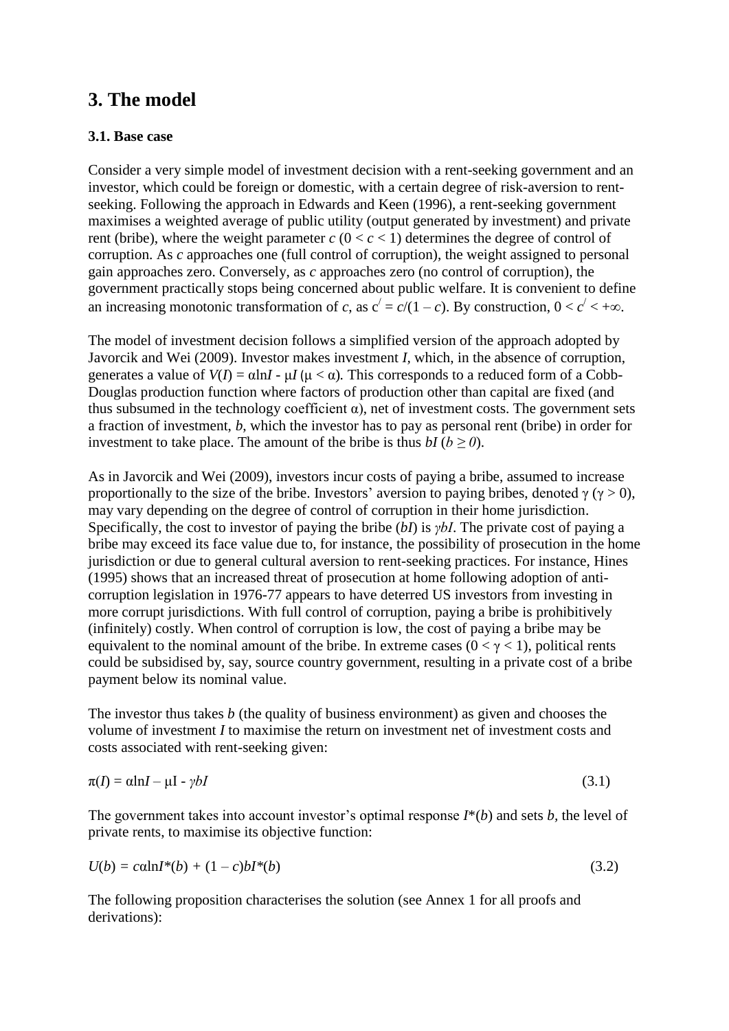## 3. The model

### 3.1. Base case

Consider a very simple model of investment decision with a rent-seeking government and an investor, which could be foreign or domestic, with a certain degree of risk-aversion to rent-seeking. Following the approach in Edwards and Keen (1996), a rent-seeking government maximises a weighted average of public utility (output generated by investment) and private rent (bribe), where the weight parameter $c$ ($0 < c < 1$) determines the degree of control of corruption. As $c$ approaches one (full control of corruption), the weight assigned to personal gain approaches zero. Conversely, as $c$ approaches zero (no control of corruption), the government practically stops being concerned about public welfare. It is convenient to define an increasing monotonic transformation of $c$, as $c^{/} = c/(1 - c)$. By construction, $0 < c^{/} < +\infty$.

The model of investment decision follows a simplified version of the approach adopted by Javorcik and Wei (2009). Investor makes investment $I$, which, in the absence of corruption, generates a value of $V(I) = \alpha \ln I - \mu I$ ($\mu < \alpha$). This corresponds to a reduced form of a Cobb-Douglas production function where factors of production other than capital are fixed (and thus subsumed in the technology coefficient $\alpha$), net of investment costs. The government sets a fraction of investment, $b$, which the investor has to pay as personal rent (bribe) in order for investment to take place. The amount of the bribe is thus $bI$ ($b \geq 0$).

As in Javorcik and Wei (2009), investors incur costs of paying a bribe, assumed to increase proportionally to the size of the bribe. Investors' aversion to paying bribes, denoted $\gamma$ ($\gamma > 0$), may vary depending on the degree of control of corruption in their home jurisdiction. Specifically, the cost to investor of paying the bribe ($bI$) is $\gamma bI$. The private cost of paying a bribe may exceed its face value due to, for instance, the possibility of prosecution in the home jurisdiction or due to general cultural aversion to rent-seeking practices. For instance, Hines (1995) shows that an increased threat of prosecution at home following adoption of anti-corruption legislation in 1976-77 appears to have deterred US investors from investing in more corrupt jurisdictions. With full control of corruption, paying a bribe is prohibitively (infinitely) costly. When control of corruption is low, the cost of paying a bribe may be equivalent to the nominal amount of the bribe. In extreme cases ($0 < \gamma < 1$), political rents could be subsidised by, say, source country government, resulting in a private cost of a bribe payment below its nominal value.

The investor thus takes $b$ (the quality of business environment) as given and chooses the volume of investment $I$ to maximise the return on investment net of investment costs and costs associated with rent-seeking given:

$$\pi(I) = \alpha \ln I - \mu I - \gamma bI \qquad (3.1)$$

The government takes into account investor's optimal response $I^*(b)$ and sets $b$, the level of private rents, to maximise its objective function:

$$U(b) = c\alpha \ln I^*(b) + (1 - c)bI^*(b) \qquad (3.2)$$

The following proposition characterises the solution (see Annex 1 for all proofs and derivations):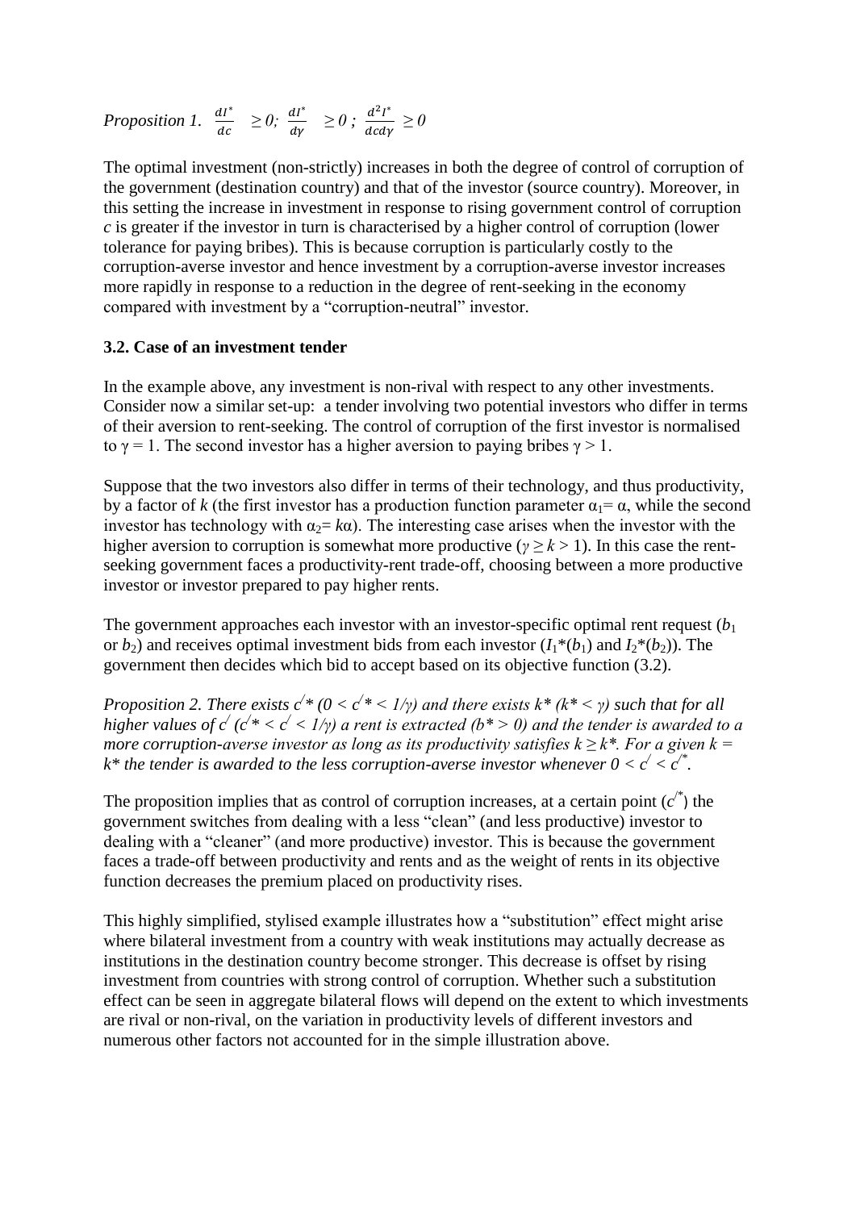*Proposition 1.* $\frac{dI^*}{dc} \geq 0$; $\frac{dI^*}{d\gamma} \geq 0$ ; $\frac{d^2 I^*}{dcd\gamma} \geq 0$

The optimal investment (non-strictly) increases in both the degree of control of corruption of the government (destination country) and that of the investor (source country). Moreover, in this setting the increase in investment in response to rising government control of corruption $c$ is greater if the investor in turn is characterised by a higher control of corruption (lower tolerance for paying bribes). This is because corruption is particularly costly to the corruption-averse investor and hence investment by a corruption-averse investor increases more rapidly in response to a reduction in the degree of rent-seeking in the economy compared with investment by a "corruption-neutral" investor.

### 3.2. Case of an investment tender

In the example above, any investment is non-rival with respect to any other investments. Consider now a similar set-up: a tender involving two potential investors who differ in terms of their aversion to rent-seeking. The control of corruption of the first investor is normalised to $\gamma = 1$. The second investor has a higher aversion to paying bribes $\gamma > 1$.

Suppose that the two investors also differ in terms of their technology, and thus productivity, by a factor of $k$ (the first investor has a production function parameter $\alpha_1 = \alpha$, while the second investor has technology with $\alpha_2 = k\alpha$). The interesting case arises when the investor with the higher aversion to corruption is somewhat more productive ($\gamma \geq k > 1$). In this case the rent-seeking government faces a productivity-rent trade-off, choosing between a more productive investor or investor prepared to pay higher rents.

The government approaches each investor with an investor-specific optimal rent request ($b_1$ or $b_2$) and receives optimal investment bids from each investor ($I_1^*(b_1)$ and $I_2^*(b_2)$). The government then decides which bid to accept based on its objective function (3.2).

*Proposition 2. There exists $c'^*$ ($0 < c'^* < 1/\gamma$) and there exists $k^*$ ($k^* < \gamma$) such that for all higher values of $c'$ ($c'^* < c' < 1/\gamma$) a rent is extracted ($b^* > 0$) and the tender is awarded to a more corruption-averse investor as long as its productivity satisfies $k \geq k^*$. For a given $k = k^*$ the tender is awarded to the less corruption-averse investor whenever $0 < c' < c'^*$.*

The proposition implies that as control of corruption increases, at a certain point ($c'^*$) the government switches from dealing with a less "clean" (and less productive) investor to dealing with a "cleaner" (and more productive) investor. This is because the government faces a trade-off between productivity and rents and as the weight of rents in its objective function decreases the premium placed on productivity rises.

This highly simplified, stylised example illustrates how a "substitution" effect might arise where bilateral investment from a country with weak institutions may actually decrease as institutions in the destination country become stronger. This decrease is offset by rising investment from countries with strong control of corruption. Whether such a substitution effect can be seen in aggregate bilateral flows will depend on the extent to which investments are rival or non-rival, on the variation in productivity levels of different investors and numerous other factors not accounted for in the simple illustration above.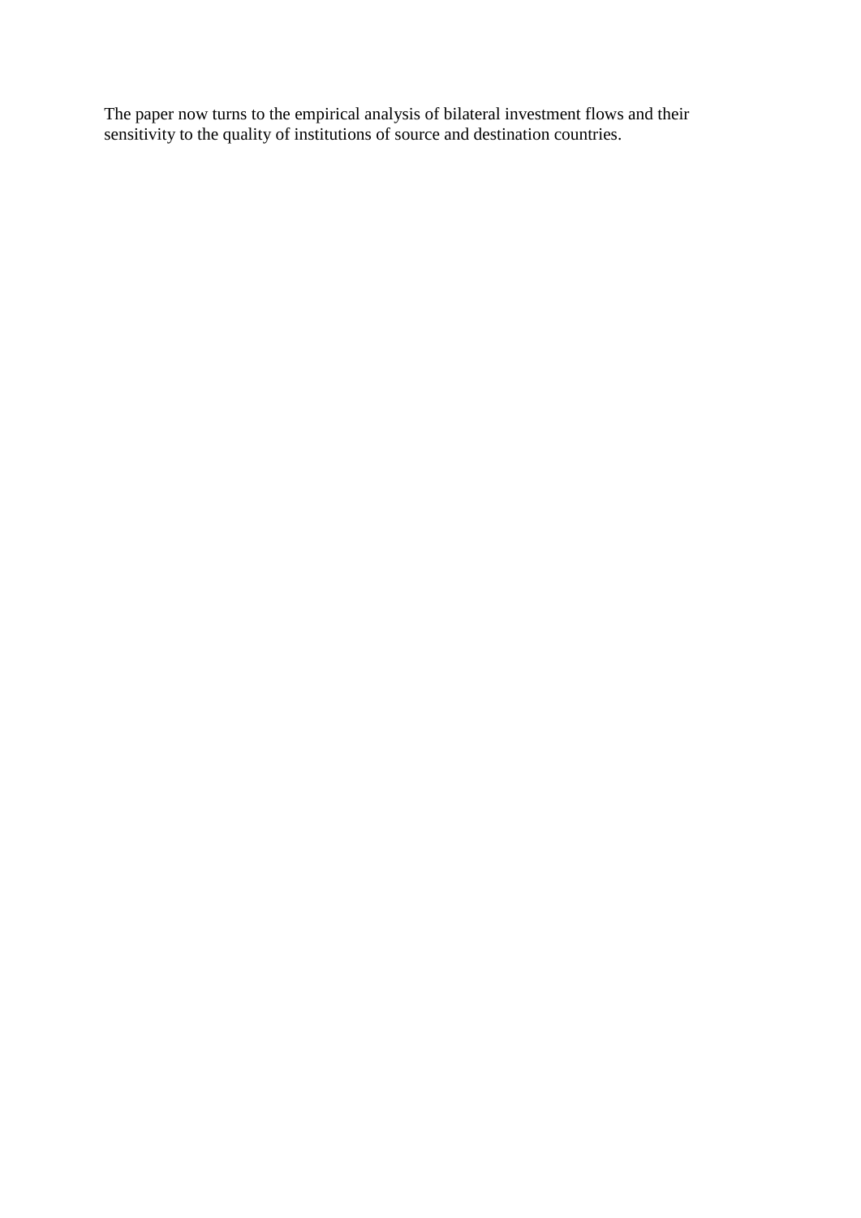The paper now turns to the empirical analysis of bilateral investment flows and their sensitivity to the quality of institutions of source and destination countries.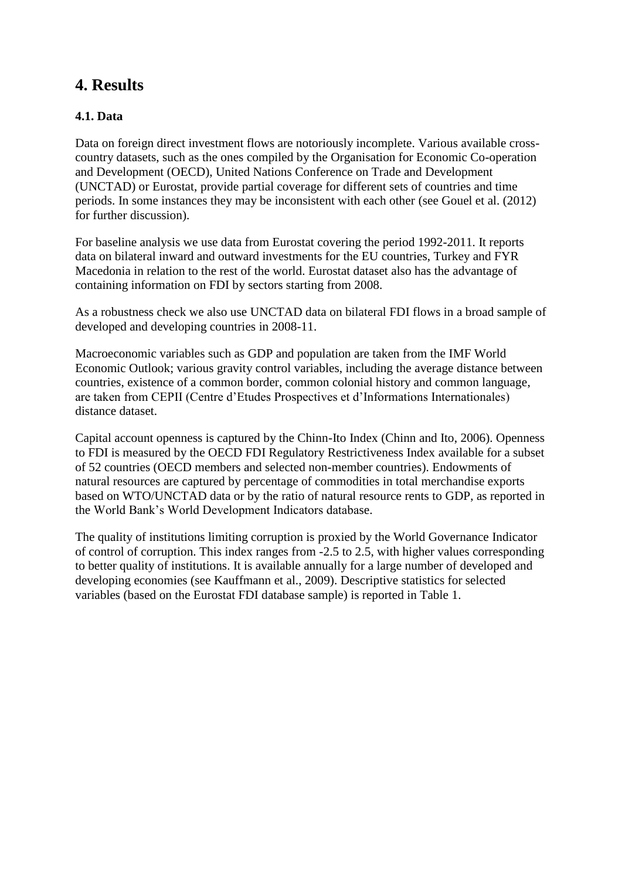# 4. Results

### 4.1. Data

Data on foreign direct investment flows are notoriously incomplete. Various available cross-country datasets, such as the ones compiled by the Organisation for Economic Co-operation and Development (OECD), United Nations Conference on Trade and Development (UNCTAD) or Eurostat, provide partial coverage for different sets of countries and time periods. In some instances they may be inconsistent with each other (see Gouel et al. (2012) for further discussion).

For baseline analysis we use data from Eurostat covering the period 1992-2011. It reports data on bilateral inward and outward investments for the EU countries, Turkey and FYR Macedonia in relation to the rest of the world. Eurostat dataset also has the advantage of containing information on FDI by sectors starting from 2008.

As a robustness check we also use UNCTAD data on bilateral FDI flows in a broad sample of developed and developing countries in 2008-11.

Macroeconomic variables such as GDP and population are taken from the IMF World Economic Outlook; various gravity control variables, including the average distance between countries, existence of a common border, common colonial history and common language, are taken from CEPII (Centre d'Etudes Prospectives et d'Informations Internationales) distance dataset.

Capital account openness is captured by the Chinn-Ito Index (Chinn and Ito, 2006). Openness to FDI is measured by the OECD FDI Regulatory Restrictiveness Index available for a subset of 52 countries (OECD members and selected non-member countries). Endowments of natural resources are captured by percentage of commodities in total merchandise exports based on WTO/UNCTAD data or by the ratio of natural resource rents to GDP, as reported in the World Bank's World Development Indicators database.

The quality of institutions limiting corruption is proxied by the World Governance Indicator of control of corruption. This index ranges from -2.5 to 2.5, with higher values corresponding to better quality of institutions. It is available annually for a large number of developed and developing economies (see Kauffmann et al., 2009). Descriptive statistics for selected variables (based on the Eurostat FDI database sample) is reported in Table 1.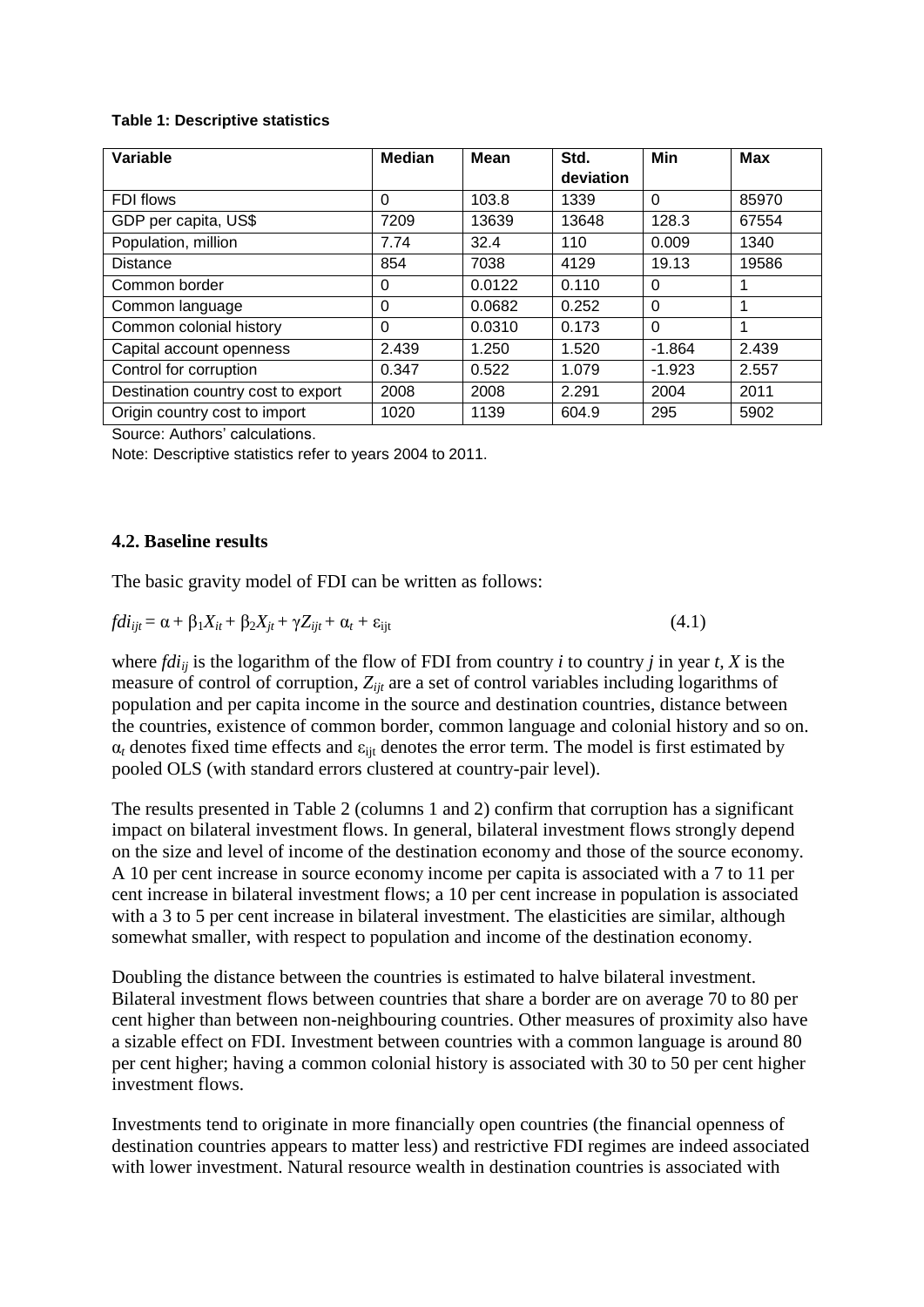**Table 1: Descriptive statistics**

| Variable | Median | Mean | Std. deviation | Min | Max |
|---|---|---|---|---|---|
| FDI flows | 0 | 103.8 | 1339 | 0 | 85970 |
| GDP per capita, US$ | 7209 | 13639 | 13648 | 128.3 | 67554 |
| Population, million | 7.74 | 32.4 | 110 | 0.009 | 1340 |
| Distance | 854 | 7038 | 4129 | 19.13 | 19586 |
| Common border | 0 | 0.0122 | 0.110 | 0 | 1 |
| Common language | 0 | 0.0682 | 0.252 | 0 | 1 |
| Common colonial history | 0 | 0.0310 | 0.173 | 0 | 1 |
| Capital account openness | 2.439 | 1.250 | 1.520 | -1.864 | 2.439 |
| Control for corruption | 0.347 | 0.522 | 1.079 | -1.923 | 2.557 |
| Destination country cost to export | 2008 | 2008 | 2.291 | 2004 | 2011 |
| Origin country cost to import | 1020 | 1139 | 604.9 | 295 | 5902 |

Source: Authors' calculations.

Note: Descriptive statistics refer to years 2004 to 2011.

### 4.2. Baseline results

The basic gravity model of FDI can be written as follows:

$$fdi_{ijt} = \alpha + \beta_1 X_{it} + \beta_2 X_{jt} + \gamma Z_{ijt} + \alpha_t + \varepsilon_{ijt} \qquad (4.1)$$

where $fdi_{ij}$ is the logarithm of the flow of FDI from country $i$ to country $j$ in year $t$, $X$ is the measure of control of corruption, $Z_{ijt}$ are a set of control variables including logarithms of population and per capita income in the source and destination countries, distance between the countries, existence of common border, common language and colonial history and so on. $\alpha_t$ denotes fixed time effects and $\varepsilon_{ijt}$ denotes the error term. The model is first estimated by pooled OLS (with standard errors clustered at country-pair level).

The results presented in Table 2 (columns 1 and 2) confirm that corruption has a significant impact on bilateral investment flows. In general, bilateral investment flows strongly depend on the size and level of income of the destination economy and those of the source economy. A 10 per cent increase in source economy income per capita is associated with a 7 to 11 per cent increase in bilateral investment flows; a 10 per cent increase in population is associated with a 3 to 5 per cent increase in bilateral investment. The elasticities are similar, although somewhat smaller, with respect to population and income of the destination economy.

Doubling the distance between the countries is estimated to halve bilateral investment. Bilateral investment flows between countries that share a border are on average 70 to 80 per cent higher than between non-neighbouring countries. Other measures of proximity also have a sizable effect on FDI. Investment between countries with a common language is around 80 per cent higher; having a common colonial history is associated with 30 to 50 per cent higher investment flows.

Investments tend to originate in more financially open countries (the financial openness of destination countries appears to matter less) and restrictive FDI regimes are indeed associated with lower investment. Natural resource wealth in destination countries is associated with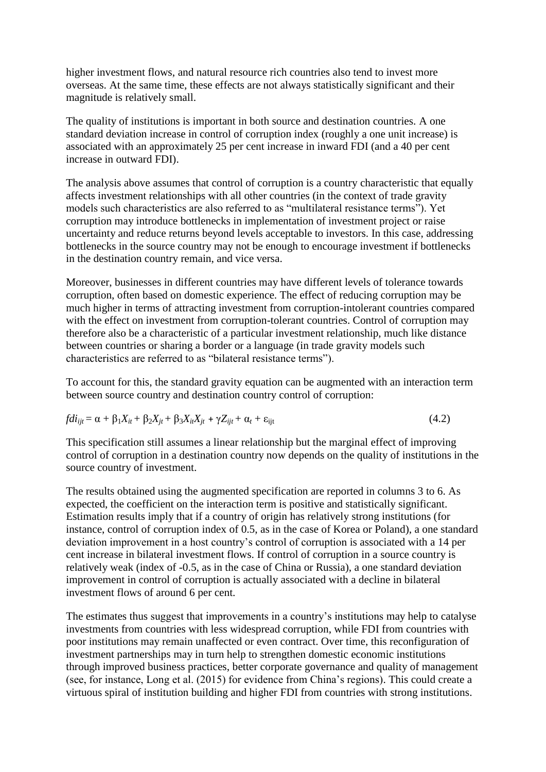higher investment flows, and natural resource rich countries also tend to invest more overseas. At the same time, these effects are not always statistically significant and their magnitude is relatively small.

The quality of institutions is important in both source and destination countries. A one standard deviation increase in control of corruption index (roughly a one unit increase) is associated with an approximately 25 per cent increase in inward FDI (and a 40 per cent increase in outward FDI).

The analysis above assumes that control of corruption is a country characteristic that equally affects investment relationships with all other countries (in the context of trade gravity models such characteristics are also referred to as "multilateral resistance terms"). Yet corruption may introduce bottlenecks in implementation of investment project or raise uncertainty and reduce returns beyond levels acceptable to investors. In this case, addressing bottlenecks in the source country may not be enough to encourage investment if bottlenecks in the destination country remain, and vice versa.

Moreover, businesses in different countries may have different levels of tolerance towards corruption, often based on domestic experience. The effect of reducing corruption may be much higher in terms of attracting investment from corruption-intolerant countries compared with the effect on investment from corruption-tolerant countries. Control of corruption may therefore also be a characteristic of a particular investment relationship, much like distance between countries or sharing a border or a language (in trade gravity models such characteristics are referred to as "bilateral resistance terms").

To account for this, the standard gravity equation can be augmented with an interaction term between source country and destination country control of corruption:

$$fdi_{ijt} = \alpha + \beta_1 X_{it} + \beta_2 X_{jt} + \beta_3 X_{it} X_{jt} + \gamma Z_{ijt} + \alpha_t + \varepsilon_{ijt} \tag{4.2}$$

This specification still assumes a linear relationship but the marginal effect of improving control of corruption in a destination country now depends on the quality of institutions in the source country of investment.

The results obtained using the augmented specification are reported in columns 3 to 6. As expected, the coefficient on the interaction term is positive and statistically significant. Estimation results imply that if a country of origin has relatively strong institutions (for instance, control of corruption index of 0.5, as in the case of Korea or Poland), a one standard deviation improvement in a host country's control of corruption is associated with a 14 per cent increase in bilateral investment flows. If control of corruption in a source country is relatively weak (index of -0.5, as in the case of China or Russia), a one standard deviation improvement in control of corruption is actually associated with a decline in bilateral investment flows of around 6 per cent.

The estimates thus suggest that improvements in a country's institutions may help to catalyse investments from countries with less widespread corruption, while FDI from countries with poor institutions may remain unaffected or even contract. Over time, this reconfiguration of investment partnerships may in turn help to strengthen domestic economic institutions through improved business practices, better corporate governance and quality of management (see, for instance, Long et al. (2015) for evidence from China's regions). This could create a virtuous spiral of institution building and higher FDI from countries with strong institutions.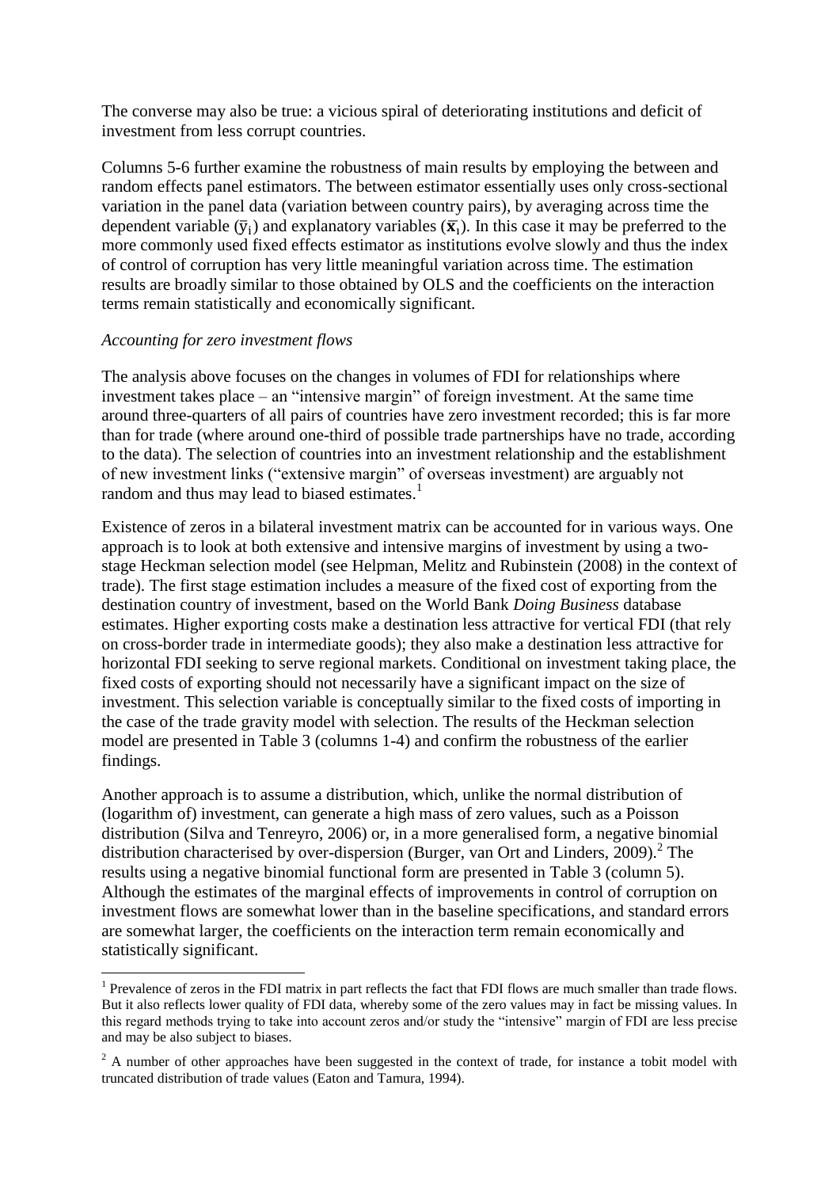The converse may also be true: a vicious spiral of deteriorating institutions and deficit of investment from less corrupt countries.

Columns 5-6 further examine the robustness of main results by employing the between and random effects panel estimators. The between estimator essentially uses only cross-sectional variation in the panel data (variation between country pairs), by averaging across time the dependent variable ($\bar{y}_i$) and explanatory variables ($\bar{\mathbf{x}}_i$). In this case it may be preferred to the more commonly used fixed effects estimator as institutions evolve slowly and thus the index of control of corruption has very little meaningful variation across time. The estimation results are broadly similar to those obtained by OLS and the coefficients on the interaction terms remain statistically and economically significant.

*Accounting for zero investment flows*

The analysis above focuses on the changes in volumes of FDI for relationships where investment takes place – an "intensive margin" of foreign investment. At the same time around three-quarters of all pairs of countries have zero investment recorded; this is far more than for trade (where around one-third of possible trade partnerships have no trade, according to the data). The selection of countries into an investment relationship and the establishment of new investment links ("extensive margin" of overseas investment) are arguably not random and thus may lead to biased estimates.[1]

Existence of zeros in a bilateral investment matrix can be accounted for in various ways. One approach is to look at both extensive and intensive margins of investment by using a two-stage Heckman selection model (see Helpman, Melitz and Rubinstein (2008) in the context of trade). The first stage estimation includes a measure of the fixed cost of exporting from the destination country of investment, based on the World Bank *Doing Business* database estimates. Higher exporting costs make a destination less attractive for vertical FDI (that rely on cross-border trade in intermediate goods); they also make a destination less attractive for horizontal FDI seeking to serve regional markets. Conditional on investment taking place, the fixed costs of exporting should not necessarily have a significant impact on the size of investment. This selection variable is conceptually similar to the fixed costs of importing in the case of the trade gravity model with selection. The results of the Heckman selection model are presented in Table 3 (columns 1-4) and confirm the robustness of the earlier findings.

Another approach is to assume a distribution, which, unlike the normal distribution of (logarithm of) investment, can generate a high mass of zero values, such as a Poisson distribution (Silva and Tenreyro, 2006) or, in a more generalised form, a negative binomial distribution characterised by over-dispersion (Burger, van Ort and Linders, 2009).[2] The results using a negative binomial functional form are presented in Table 3 (column 5). Although the estimates of the marginal effects of improvements in control of corruption on investment flows are somewhat lower than in the baseline specifications, and standard errors are somewhat larger, the coefficients on the interaction term remain economically and statistically significant.

[1] Prevalence of zeros in the FDI matrix in part reflects the fact that FDI flows are much smaller than trade flows. But it also reflects lower quality of FDI data, whereby some of the zero values may in fact be missing values. In this regard methods trying to take into account zeros and/or study the "intensive" margin of FDI are less precise and may be also subject to biases.

[2] A number of other approaches have been suggested in the context of trade, for instance a tobit model with truncated distribution of trade values (Eaton and Tamura, 1994).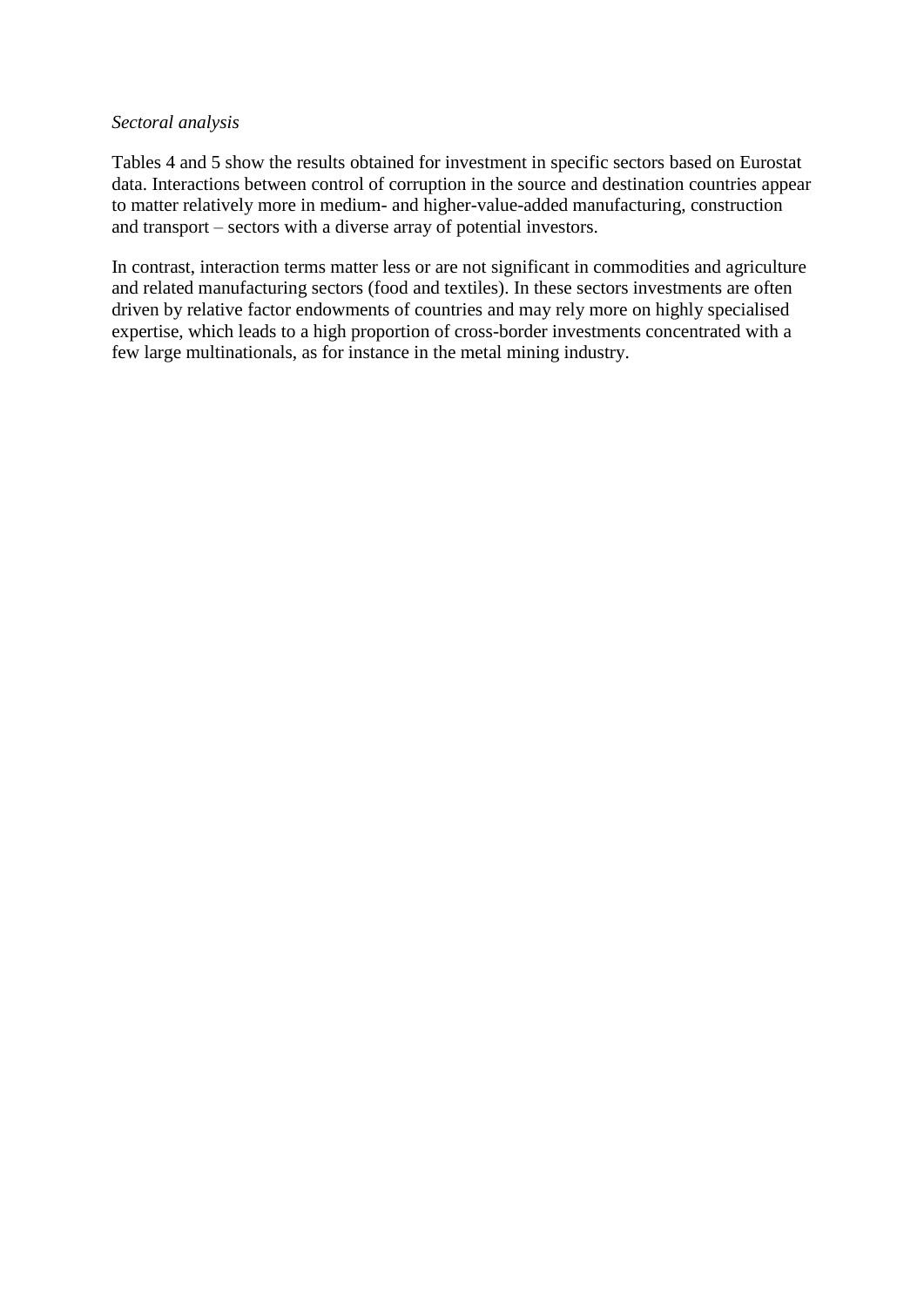*Sectoral analysis*

Tables 4 and 5 show the results obtained for investment in specific sectors based on Eurostat data. Interactions between control of corruption in the source and destination countries appear to matter relatively more in medium- and higher-value-added manufacturing, construction and transport – sectors with a diverse array of potential investors.

In contrast, interaction terms matter less or are not significant in commodities and agriculture and related manufacturing sectors (food and textiles). In these sectors investments are often driven by relative factor endowments of countries and may rely more on highly specialised expertise, which leads to a high proportion of cross-border investments concentrated with a few large multinationals, as for instance in the metal mining industry.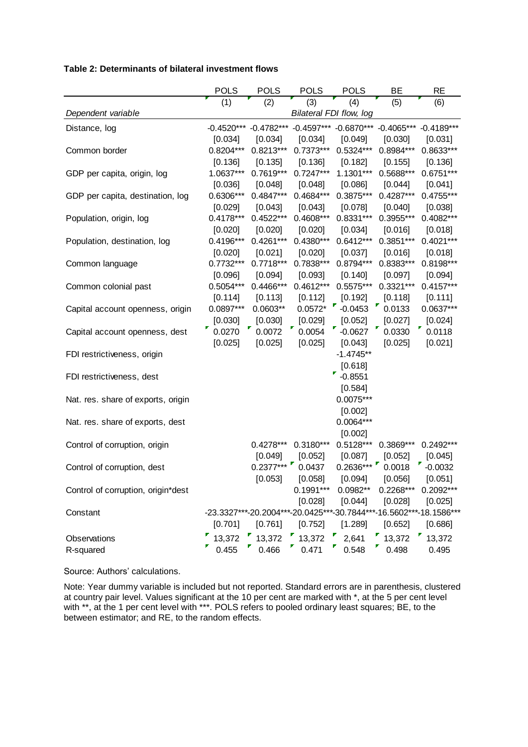**Table 2: Determinants of bilateral investment flows**

| | POLS | POLS | POLS | POLS | BE | RE |
|---|---|---|---|---|---|---|
| | (1) | (2) | (3) | (4) | (5) | (6) |
| *Dependent variable* | *Bilateral FDI flow, log* | | | | | |
| Distance, log | -0.4520*** | -0.4782*** | -0.4597*** | -0.6870*** | -0.4065*** | -0.4189*** |
| | [0.034] | [0.034] | [0.034] | [0.049] | [0.030] | [0.031] |
| Common border | 0.8204*** | 0.8213*** | 0.7373*** | 0.5324*** | 0.8984*** | 0.8633*** |
| | [0.136] | [0.135] | [0.136] | [0.182] | [0.155] | [0.136] |
| GDP per capita, origin, log | 1.0637*** | 0.7619*** | 0.7247*** | 1.1301*** | 0.5688*** | 0.6751*** |
| | [0.036] | [0.048] | [0.048] | [0.086] | [0.044] | [0.041] |
| GDP per capita, destination, log | 0.6306*** | 0.4847*** | 0.4684*** | 0.3875*** | 0.4287*** | 0.4755*** |
| | [0.029] | [0.043] | [0.043] | [0.078] | [0.040] | [0.038] |
| Population, origin, log | 0.4178*** | 0.4522*** | 0.4608*** | 0.8331*** | 0.3955*** | 0.4082*** |
| | [0.020] | [0.020] | [0.020] | [0.034] | [0.016] | [0.018] |
| Population, destination, log | 0.4196*** | 0.4261*** | 0.4380*** | 0.6412*** | 0.3851*** | 0.4021*** |
| | [0.020] | [0.021] | [0.020] | [0.037] | [0.016] | [0.018] |
| Common language | 0.7732*** | 0.7718*** | 0.7838*** | 0.8794*** | 0.8383*** | 0.8198*** |
| | [0.096] | [0.094] | [0.093] | [0.140] | [0.097] | [0.094] |
| Common colonial past | 0.5054*** | 0.4466*** | 0.4612*** | 0.5575*** | 0.3321*** | 0.4157*** |
| | [0.114] | [0.113] | [0.112] | [0.192] | [0.118] | [0.111] |
| Capital account openness, origin | 0.0897*** | 0.0603** | 0.0572* | -0.0453 | 0.0133 | 0.0637*** |
| | [0.030] | [0.030] | [0.029] | [0.052] | [0.027] | [0.024] |
| Capital account openness, dest | 0.0270 | 0.0072 | 0.0054 | -0.0627 | 0.0330 | 0.0118 |
| | [0.025] | [0.025] | [0.025] | [0.043] | [0.025] | [0.021] |
| FDI restrictiveness, origin | | | | -1.4745** | | |
| | | | | [0.618] | | |
| FDI restrictiveness, dest | | | | -0.8551 | | |
| | | | | [0.584] | | |
| Nat. res. share of exports, origin | | | | 0.0075*** | | |
| | | | | [0.002] | | |
| Nat. res. share of exports, dest | | | | 0.0064*** | | |
| | | | | [0.002] | | |
| Control of corruption, origin | | 0.4278*** | 0.3180*** | 0.5128*** | 0.3869*** | 0.2492*** |
| | | [0.049] | [0.052] | [0.087] | [0.052] | [0.045] |
| Control of corruption, dest | | 0.2377*** | 0.0437 | 0.2636*** | 0.0018 | -0.0032 |
| | | [0.053] | [0.058] | [0.094] | [0.056] | [0.051] |
| Control of corruption, origin*dest | | | 0.1991*** | 0.0982** | 0.2268*** | 0.2092*** |
| | | | [0.028] | [0.044] | [0.028] | [0.025] |
| Constant | -23.3327*** | -20.2004*** | -20.0425*** | -30.7844*** | -16.5602*** | -18.1586*** |
| | [0.701] | [0.761] | [0.752] | [1.289] | [0.652] | [0.686] |
| Observations | 13,372 | 13,372 | 13,372 | 2,641 | 13,372 | 13,372 |
| R-squared | 0.455 | 0.466 | 0.471 | 0.548 | 0.498 | 0.495 |

Source: Authors' calculations.

Note: Year dummy variable is included but not reported. Standard errors are in parenthesis, clustered at country pair level. Values significant at the 10 per cent are marked with *, at the 5 per cent level with **, at the 1 per cent level with ***. POLS refers to pooled ordinary least squares; BE, to the between estimator; and RE, to the random effects.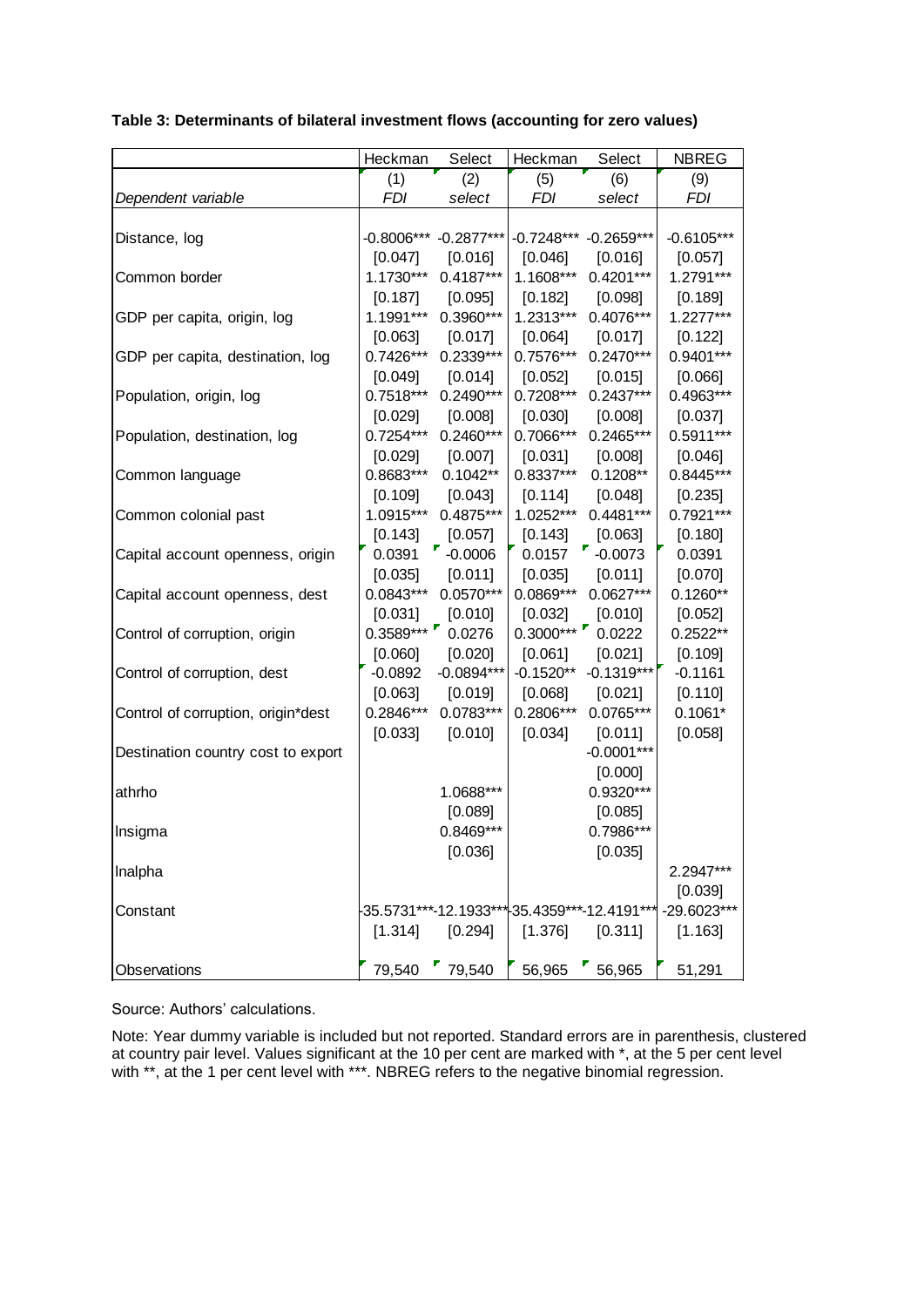**Table 3: Determinants of bilateral investment flows (accounting for zero values)**

| | Heckman | Select | Heckman | Select | NBREG |
|---|---|---|---|---|---|
| | (1) | (2) | (5) | (6) | (9) |
| *Dependent variable* | *FDI* | *select* | *FDI* | *select* | *FDI* |
| Distance, log | -0.8006*** | -0.2877*** | -0.7248*** | -0.2659*** | -0.6105*** |
| | [0.047] | [0.016] | [0.046] | [0.016] | [0.057] |
| Common border | 1.1730*** | 0.4187*** | 1.1608*** | 0.4201*** | 1.2791*** |
| | [0.187] | [0.095] | [0.182] | [0.098] | [0.189] |
| GDP per capita, origin, log | 1.1991*** | 0.3960*** | 1.2313*** | 0.4076*** | 1.2277*** |
| | [0.063] | [0.017] | [0.064] | [0.017] | [0.122] |
| GDP per capita, destination, log | 0.7426*** | 0.2339*** | 0.7576*** | 0.2470*** | 0.9401*** |
| | [0.049] | [0.014] | [0.052] | [0.015] | [0.066] |
| Population, origin, log | 0.7518*** | 0.2490*** | 0.7208*** | 0.2437*** | 0.4963*** |
| | [0.029] | [0.008] | [0.030] | [0.008] | [0.037] |
| Population, destination, log | 0.7254*** | 0.2460*** | 0.7066*** | 0.2465*** | 0.5911*** |
| | [0.029] | [0.007] | [0.031] | [0.008] | [0.046] |
| Common language | 0.8683*** | 0.1042** | 0.8337*** | 0.1208** | 0.8445*** |
| | [0.109] | [0.043] | [0.114] | [0.048] | [0.235] |
| Common colonial past | 1.0915*** | 0.4875*** | 1.0252*** | 0.4481*** | 0.7921*** |
| | [0.143] | [0.057] | [0.143] | [0.063] | [0.180] |
| Capital account openness, origin | 0.0391 | -0.0006 | 0.0157 | -0.0073 | 0.0391 |
| | [0.035] | [0.011] | [0.035] | [0.011] | [0.070] |
| Capital account openness, dest | 0.0843*** | 0.0570*** | 0.0869*** | 0.0627*** | 0.1260** |
| | [0.031] | [0.010] | [0.032] | [0.010] | [0.052] |
| Control of corruption, origin | 0.3589*** | 0.0276 | 0.3000*** | 0.0222 | 0.2522** |
| | [0.060] | [0.020] | [0.061] | [0.021] | [0.109] |
| Control of corruption, dest | -0.0892 | -0.0894*** | -0.1520** | -0.1319*** | -0.1161 |
| | [0.063] | [0.019] | [0.068] | [0.021] | [0.110] |
| Control of corruption, origin*dest | 0.2846*** | 0.0783*** | 0.2806*** | 0.0765*** | 0.1061* |
| | [0.033] | [0.010] | [0.034] | [0.011] | [0.058] |
| Destination country cost to export | | | | -0.0001*** | |
| | | | | [0.000] | |
| athrho | | 1.0688*** | | 0.9320*** | |
| | | [0.089] | | [0.085] | |
| lnsigma | | 0.8469*** | | 0.7986*** | |
| | | [0.036] | | [0.035] | |
| lnalpha | | | | | 2.2947*** |
| | | | | | [0.039] |
| Constant | -35.5731*** | -12.1933*** | -35.4359*** | -12.4191*** | -29.6023*** |
| | [1.314] | [0.294] | [1.376] | [0.311] | [1.163] |
| Observations | 79,540 | 79,540 | 56,965 | 56,965 | 51,291 |

Source: Authors' calculations.

Note: Year dummy variable is included but not reported. Standard errors are in parenthesis, clustered at country pair level. Values significant at the 10 per cent are marked with *, at the 5 per cent level with **, at the 1 per cent level with ***. NBREG refers to the negative binomial regression.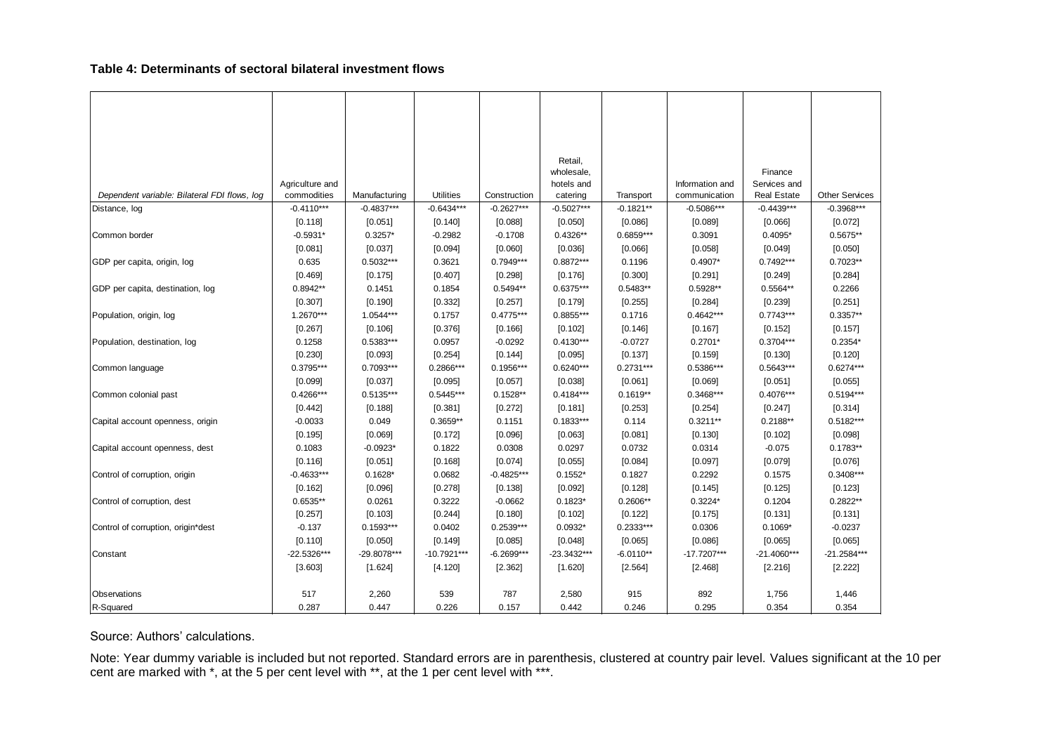**Table 4: Determinants of sectoral bilateral investment flows**

| *Dependent variable: Bilateral FDI flows, log* | Agriculture and commodities | Manufacturing | Utilities | Construction | Retail, wholesale, hotels and catering | Transport | Information and communication | Finance Services and Real Estate | Other Services |
|---|---|---|---|---|---|---|---|---|---|
| Distance, log | -0.4110*** | -0.4837*** | -0.6434*** | -0.2627*** | -0.5027*** | -0.1821** | -0.5086*** | -0.4439*** | -0.3968*** |
| | [0.118] | [0.051] | [0.140] | [0.088] | [0.050] | [0.086] | [0.089] | [0.066] | [0.072] |
| Common border | -0.5931* | 0.3257* | -0.2982 | -0.1708 | 0.4326** | 0.6859*** | 0.3091 | 0.4095* | 0.5675** |
| | [0.081] | [0.037] | [0.094] | [0.060] | [0.036] | [0.066] | [0.058] | [0.049] | [0.050] |
| GDP per capita, origin, log | 0.635 | 0.5032*** | 0.3621 | 0.7949*** | 0.8872*** | 0.1196 | 0.4907* | 0.7492*** | 0.7023** |
| | [0.469] | [0.175] | [0.407] | [0.298] | [0.176] | [0.300] | [0.291] | [0.249] | [0.284] |
| GDP per capita, destination, log | 0.8942** | 0.1451 | 0.1854 | 0.5494** | 0.6375*** | 0.5483** | 0.5928** | 0.5564** | 0.2266 |
| | [0.307] | [0.190] | [0.332] | [0.257] | [0.179] | [0.255] | [0.284] | [0.239] | [0.251] |
| Population, origin, log | 1.2670*** | 1.0544*** | 0.1757 | 0.4775*** | 0.8855*** | 0.1716 | 0.4642*** | 0.7743*** | 0.3357** |
| | [0.267] | [0.106] | [0.376] | [0.166] | [0.102] | [0.146] | [0.167] | [0.152] | [0.157] |
| Population, destination, log | 0.1258 | 0.5383*** | 0.0957 | -0.0292 | 0.4130*** | -0.0727 | 0.2701* | 0.3704*** | 0.2354* |
| | [0.230] | [0.093] | [0.254] | [0.144] | [0.095] | [0.137] | [0.159] | [0.130] | [0.120] |
| Common language | 0.3795*** | 0.7093*** | 0.2866*** | 0.1956*** | 0.6240*** | 0.2731*** | 0.5386*** | 0.5643*** | 0.6274*** |
| | [0.099] | [0.037] | [0.095] | [0.057] | [0.038] | [0.061] | [0.069] | [0.051] | [0.055] |
| Common colonial past | 0.4266*** | 0.5135*** | 0.5445*** | 0.1528** | 0.4184*** | 0.1619** | 0.3468*** | 0.4076*** | 0.5194*** |
| | [0.442] | [0.188] | [0.381] | [0.272] | [0.181] | [0.253] | [0.254] | [0.247] | [0.314] |
| Capital account openness, origin | -0.0033 | 0.049 | 0.3659** | 0.1151 | 0.1833*** | 0.114 | 0.3211** | 0.2188** | 0.5182*** |
| | [0.195] | [0.069] | [0.172] | [0.096] | [0.063] | [0.081] | [0.130] | [0.102] | [0.098] |
| Capital account openness, dest | 0.1083 | -0.0923* | 0.1822 | 0.0308 | 0.0297 | 0.0732 | 0.0314 | -0.075 | 0.1783** |
| | [0.116] | [0.051] | [0.168] | [0.074] | [0.055] | [0.084] | [0.097] | [0.079] | [0.076] |
| Control of corruption, origin | -0.4633*** | 0.1628* | 0.0682 | -0.4825*** | 0.1552* | 0.1827 | 0.2292 | 0.1575 | 0.3408*** |
| | [0.162] | [0.096] | [0.278] | [0.138] | [0.092] | [0.128] | [0.145] | [0.125] | [0.123] |
| Control of corruption, dest | 0.6535** | 0.0261 | 0.3222 | -0.0662 | 0.1823* | 0.2606** | 0.3224* | 0.1204 | 0.2822** |
| | [0.257] | [0.103] | [0.244] | [0.180] | [0.102] | [0.122] | [0.175] | [0.131] | [0.131] |
| Control of corruption, origin*dest | -0.137 | 0.1593*** | 0.0402 | 0.2539*** | 0.0932* | 0.2333*** | 0.0306 | 0.1069* | -0.0237 |
| | [0.110] | [0.050] | [0.149] | [0.085] | [0.048] | [0.065] | [0.086] | [0.065] | [0.065] |
| Constant | -22.5326*** | -29.8078*** | -10.7921*** | -6.2699*** | -23.3432*** | -6.0110** | -17.7207*** | -21.4060*** | -21.2584*** |
| | [3.603] | [1.624] | [4.120] | [2.362] | [1.620] | [2.564] | [2.468] | [2.216] | [2.222] |
| Observations | 517 | 2,260 | 539 | 787 | 2,580 | 915 | 892 | 1,756 | 1,446 |
| R-Squared | 0.287 | 0.447 | 0.226 | 0.157 | 0.442 | 0.246 | 0.295 | 0.354 | 0.354 |

Source: Authors' calculations.

Note: Year dummy variable is included but not reported. Standard errors are in parenthesis, clustered at country pair level. Values significant at the 10 per cent are marked with *, at the 5 per cent level with **, at the 1 per cent level with ***.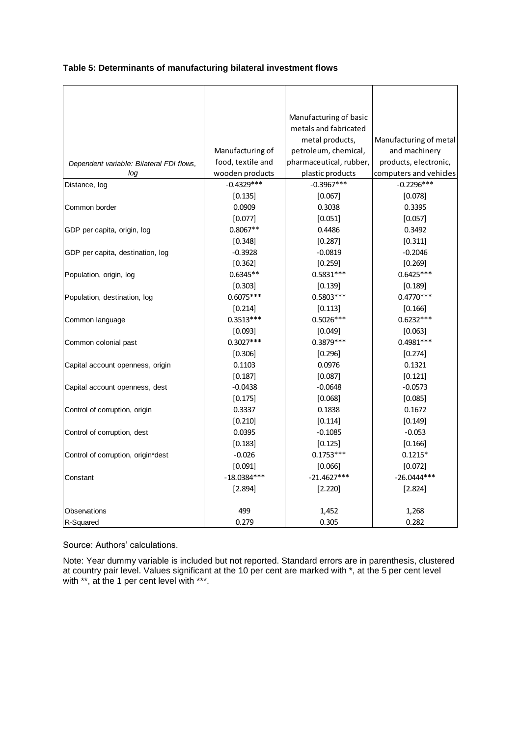**Table 5: Determinants of manufacturing bilateral investment flows**

| *Dependent variable: Bilateral FDI flows, log* | Manufacturing of food, textile and wooden products | Manufacturing of basic metals and fabricated metal products, petroleum, chemical, pharmaceutical, rubber, plastic products | Manufacturing of metal and machinery products, electronic, computers and vehicles |
|---|---|---|---|
| Distance, log | -0.4329*** | -0.3967*** | -0.2296*** |
| | [0.135] | [0.067] | [0.078] |
| Common border | 0.0909 | 0.3038 | 0.3395 |
| | [0.077] | [0.051] | [0.057] |
| GDP per capita, origin, log | 0.8067** | 0.4486 | 0.3492 |
| | [0.348] | [0.287] | [0.311] |
| GDP per capita, destination, log | -0.3928 | -0.0819 | -0.2046 |
| | [0.362] | [0.259] | [0.269] |
| Population, origin, log | 0.6345** | 0.5831*** | 0.6425*** |
| | [0.303] | [0.139] | [0.189] |
| Population, destination, log | 0.6075*** | 0.5803*** | 0.4770*** |
| | [0.214] | [0.113] | [0.166] |
| Common language | 0.3513*** | 0.5026*** | 0.6232*** |
| | [0.093] | [0.049] | [0.063] |
| Common colonial past | 0.3027*** | 0.3879*** | 0.4981*** |
| | [0.306] | [0.296] | [0.274] |
| Capital account openness, origin | 0.1103 | 0.0976 | 0.1321 |
| | [0.187] | [0.087] | [0.121] |
| Capital account openness, dest | -0.0438 | -0.0648 | -0.0573 |
| | [0.175] | [0.068] | [0.085] |
| Control of corruption, origin | 0.3337 | 0.1838 | 0.1672 |
| | [0.210] | [0.114] | [0.149] |
| Control of corruption, dest | 0.0395 | -0.1085 | -0.053 |
| | [0.183] | [0.125] | [0.166] |
| Control of corruption, origin*dest | -0.026 | 0.1753*** | 0.1215* |
| | [0.091] | [0.066] | [0.072] |
| Constant | -18.0384*** | -21.4627*** | -26.0444*** |
| | [2.894] | [2.220] | [2.824] |
| Observations | 499 | 1,452 | 1,268 |
| R-Squared | 0.279 | 0.305 | 0.282 |

Source: Authors' calculations.

Note: Year dummy variable is included but not reported. Standard errors are in parenthesis, clustered at country pair level. Values significant at the 10 per cent are marked with *, at the 5 per cent level with **, at the 1 per cent level with ***.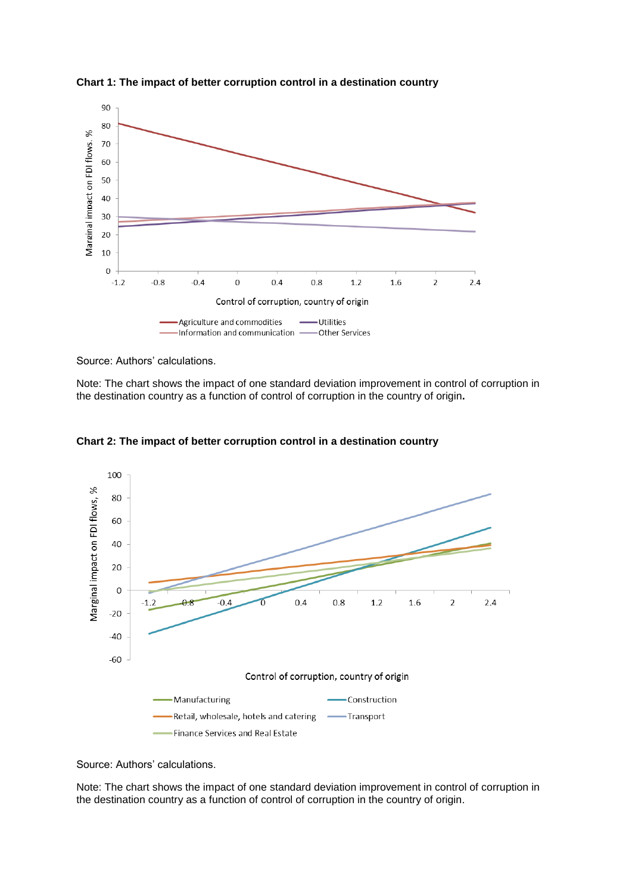**Chart 1: The impact of better corruption control in a destination country**

Source: Authors' calculations.

Note: The chart shows the impact of one standard deviation improvement in control of corruption in the destination country as a function of control of corruption in the country of origin**.**

**Chart 2: The impact of better corruption control in a destination country**

Source: Authors' calculations.

Note: The chart shows the impact of one standard deviation improvement in control of corruption in the destination country as a function of control of corruption in the country of origin.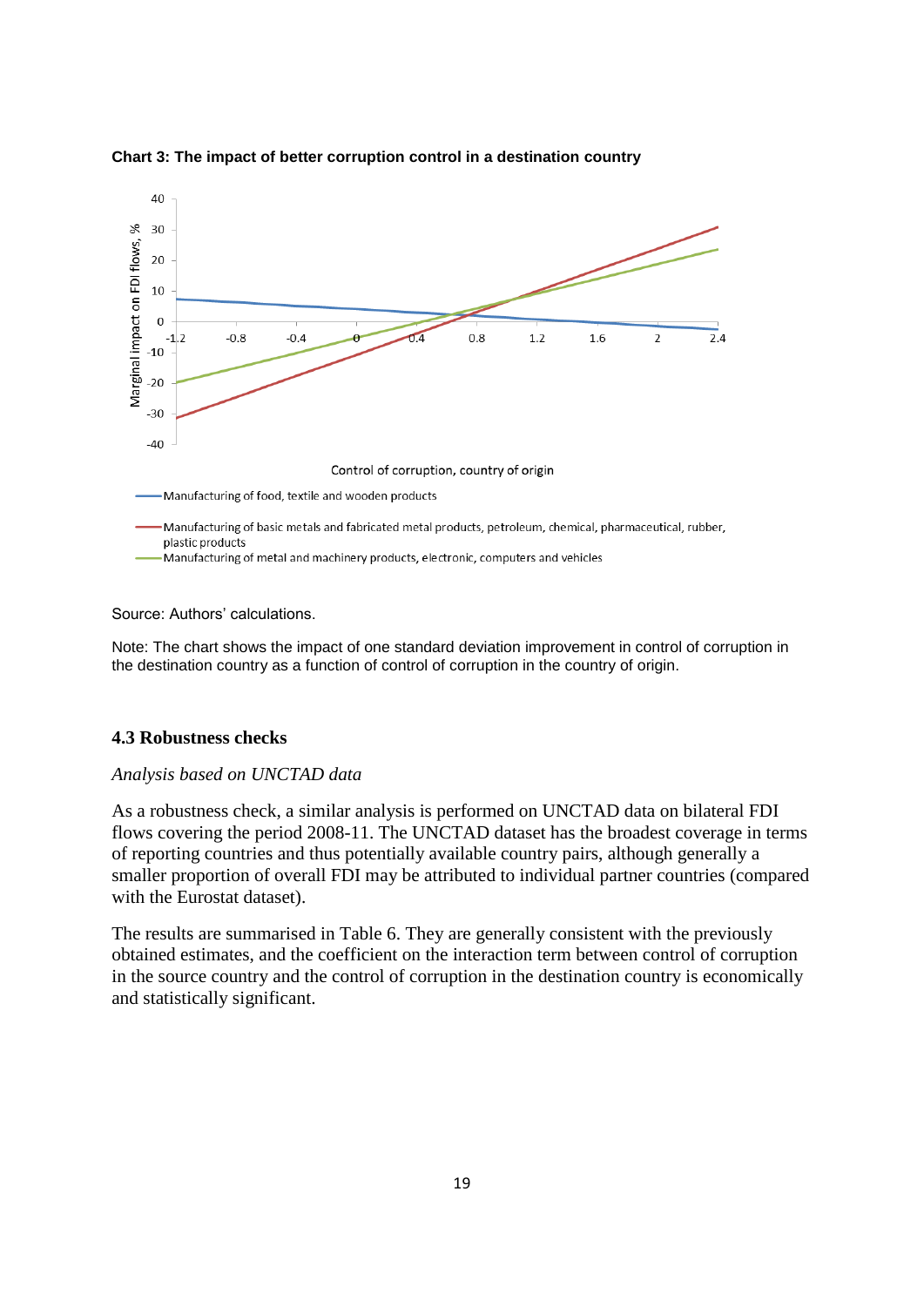**Chart 3: The impact of better corruption control in a destination country**

Source: Authors' calculations.

Note: The chart shows the impact of one standard deviation improvement in control of corruption in the destination country as a function of control of corruption in the country of origin.

### 4.3 Robustness checks

*Analysis based on UNCTAD data*

As a robustness check, a similar analysis is performed on UNCTAD data on bilateral FDI flows covering the period 2008-11. The UNCTAD dataset has the broadest coverage in terms of reporting countries and thus potentially available country pairs, although generally a smaller proportion of overall FDI may be attributed to individual partner countries (compared with the Eurostat dataset).

The results are summarised in Table 6. They are generally consistent with the previously obtained estimates, and the coefficient on the interaction term between control of corruption in the source country and the control of corruption in the destination country is economically and statistically significant.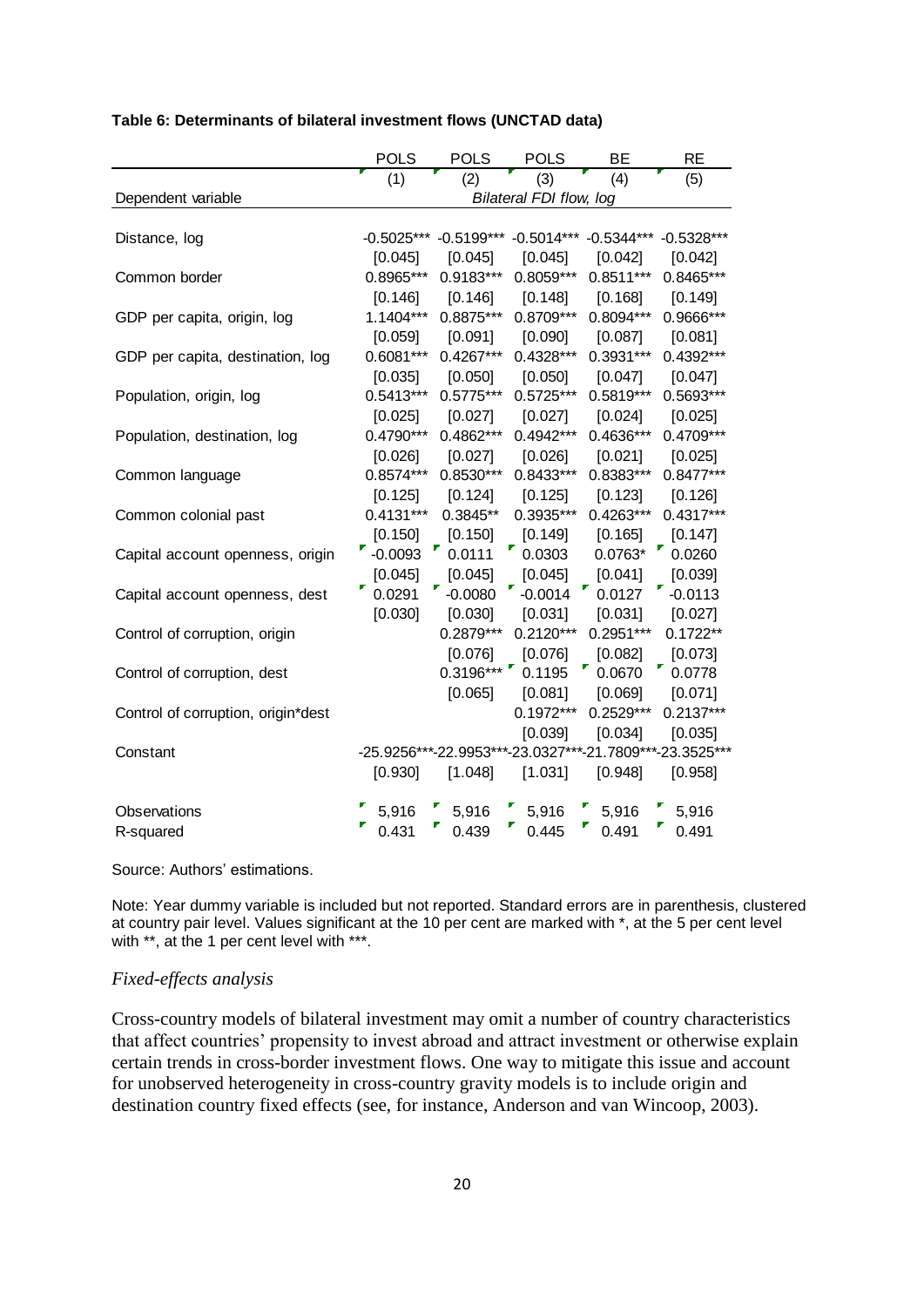**Table 6: Determinants of bilateral investment flows (UNCTAD data)**

| | POLS | POLS | POLS | BE | RE |
|---|---|---|---|---|---|
| | (1) | (2) | (3) | (4) | (5) |
| Dependent variable | Bilateral FDI flow, log | | | | |
| Distance, log | -0.5025*** | -0.5199*** | -0.5014*** | -0.5344*** | -0.5328*** |
| | [0.045] | [0.045] | [0.045] | [0.042] | [0.042] |
| Common border | 0.8965*** | 0.9183*** | 0.8059*** | 0.8511*** | 0.8465*** |
| | [0.146] | [0.146] | [0.148] | [0.168] | [0.149] |
| GDP per capita, origin, log | 1.1404*** | 0.8875*** | 0.8709*** | 0.8094*** | 0.9666*** |
| | [0.059] | [0.091] | [0.090] | [0.087] | [0.081] |
| GDP per capita, destination, log | 0.6081*** | 0.4267*** | 0.4328*** | 0.3931*** | 0.4392*** |
| | [0.035] | [0.050] | [0.050] | [0.047] | [0.047] |
| Population, origin, log | 0.5413*** | 0.5775*** | 0.5725*** | 0.5819*** | 0.5693*** |
| | [0.025] | [0.027] | [0.027] | [0.024] | [0.025] |
| Population, destination, log | 0.4790*** | 0.4862*** | 0.4942*** | 0.4636*** | 0.4709*** |
| | [0.026] | [0.027] | [0.026] | [0.021] | [0.025] |
| Common language | 0.8574*** | 0.8530*** | 0.8433*** | 0.8383*** | 0.8477*** |
| | [0.125] | [0.124] | [0.125] | [0.123] | [0.126] |
| Common colonial past | 0.4131*** | 0.3845** | 0.3935*** | 0.4263*** | 0.4317*** |
| | [0.150] | [0.150] | [0.149] | [0.165] | [0.147] |
| Capital account openness, origin | -0.0093 | 0.0111 | 0.0303 | 0.0763* | 0.0260 |
| | [0.045] | [0.045] | [0.045] | [0.041] | [0.039] |
| Capital account openness, dest | 0.0291 | -0.0080 | -0.0014 | 0.0127 | -0.0113 |
| | [0.030] | [0.030] | [0.031] | [0.031] | [0.027] |
| Control of corruption, origin | | 0.2879*** | 0.2120*** | 0.2951*** | 0.1722** |
| | | [0.076] | [0.076] | [0.082] | [0.073] |
| Control of corruption, dest | | 0.3196*** | 0.1195 | 0.0670 | 0.0778 |
| | | [0.065] | [0.081] | [0.069] | [0.071] |
| Control of corruption, origin*dest | | | 0.1972*** | 0.2529*** | 0.2137*** |
| | | | [0.039] | [0.034] | [0.035] |
| Constant | -25.9256*** | -22.9953*** | -23.0327*** | -21.7809*** | -23.3525*** |
| | [0.930] | [1.048] | [1.031] | [0.948] | [0.958] |
| Observations | 5,916 | 5,916 | 5,916 | 5,916 | 5,916 |
| R-squared | 0.431 | 0.439 | 0.445 | 0.491 | 0.491 |

Source: Authors' estimations.

Note: Year dummy variable is included but not reported. Standard errors are in parenthesis, clustered at country pair level. Values significant at the 10 per cent are marked with *, at the 5 per cent level with **, at the 1 per cent level with ***.

### *Fixed-effects analysis*

Cross-country models of bilateral investment may omit a number of country characteristics that affect countries' propensity to invest abroad and attract investment or otherwise explain certain trends in cross-border investment flows. One way to mitigate this issue and account for unobserved heterogeneity in cross-country gravity models is to include origin and destination country fixed effects (see, for instance, Anderson and van Wincoop, 2003).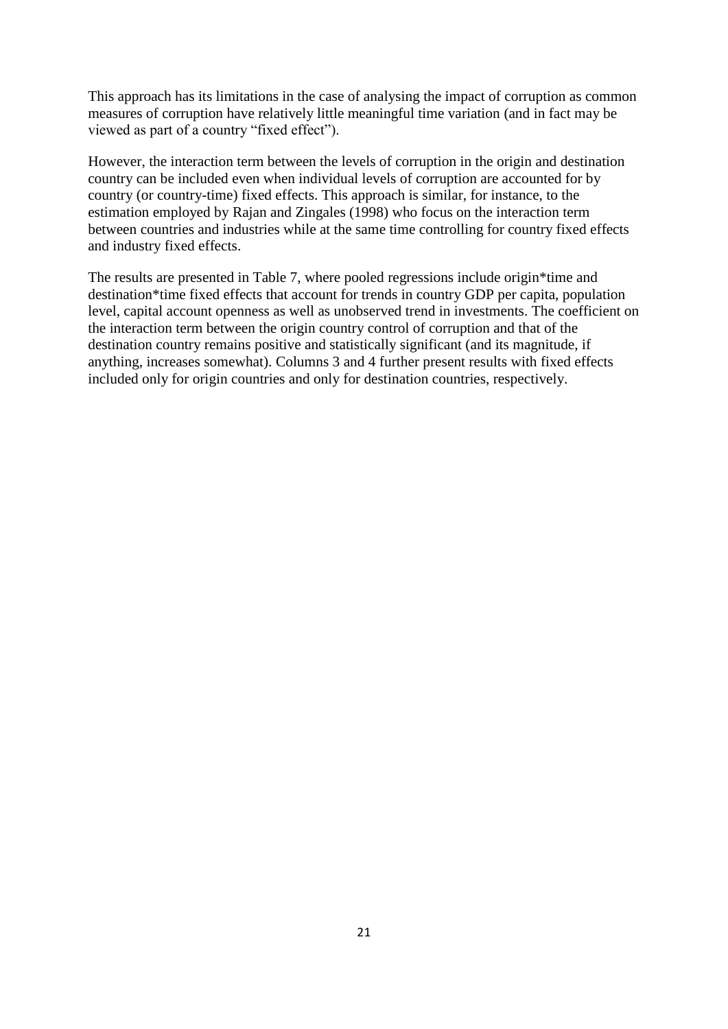This approach has its limitations in the case of analysing the impact of corruption as common measures of corruption have relatively little meaningful time variation (and in fact may be viewed as part of a country "fixed effect").

However, the interaction term between the levels of corruption in the origin and destination country can be included even when individual levels of corruption are accounted for by country (or country-time) fixed effects. This approach is similar, for instance, to the estimation employed by Rajan and Zingales (1998) who focus on the interaction term between countries and industries while at the same time controlling for country fixed effects and industry fixed effects.

The results are presented in Table 7, where pooled regressions include origin*time and destination*time fixed effects that account for trends in country GDP per capita, population level, capital account openness as well as unobserved trend in investments. The coefficient on the interaction term between the origin country control of corruption and that of the destination country remains positive and statistically significant (and its magnitude, if anything, increases somewhat). Columns 3 and 4 further present results with fixed effects included only for origin countries and only for destination countries, respectively.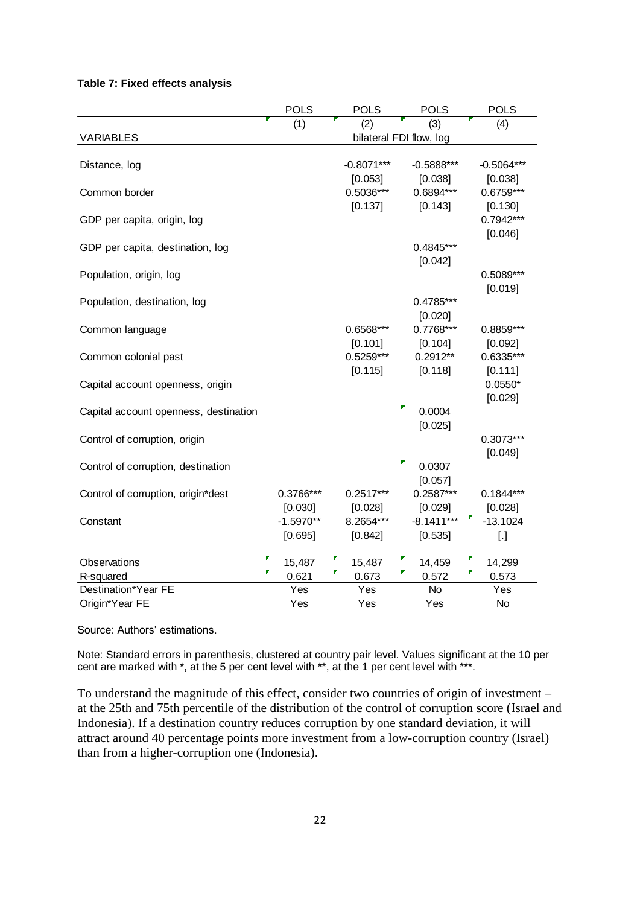**Table 7: Fixed effects analysis**

| | POLS | POLS | POLS | POLS |
|---|---|---|---|---|
| | (1) | (2) | (3) | (4) |
| VARIABLES | bilateral FDI flow, log | | | |
| Distance, log | | -0.8071*** | -0.5888*** | -0.5064*** |
| | | [0.053] | [0.038] | [0.038] |
| Common border | | 0.5036*** | 0.6894*** | 0.6759*** |
| | | [0.137] | [0.143] | [0.130] |
| GDP per capita, origin, log | | | | 0.7942*** |
| | | | | [0.046] |
| GDP per capita, destination, log | | | 0.4845*** | |
| | | | [0.042] | |
| Population, origin, log | | | | 0.5089*** |
| | | | | [0.019] |
| Population, destination, log | | | 0.4785*** | |
| | | | [0.020] | |
| Common language | | 0.6568*** | 0.7768*** | 0.8859*** |
| | | [0.101] | [0.104] | [0.092] |
| Common colonial past | | 0.5259*** | 0.2912** | 0.6335*** |
| | | [0.115] | [0.118] | [0.111] |
| Capital account openness, origin | | | | 0.0550* |
| | | | | [0.029] |
| Capital account openness, destination | | | 0.0004 | |
| | | | [0.025] | |
| Control of corruption, origin | | | | 0.3073*** |
| | | | | [0.049] |
| Control of corruption, destination | | | 0.0307 | |
| | | | [0.057] | |
| Control of corruption, origin*dest | 0.3766*** | 0.2517*** | 0.2587*** | 0.1844*** |
| | [0.030] | [0.028] | [0.029] | [0.028] |
| Constant | -1.5970** | 8.2654*** | -8.1411*** | -13.1024 |
| | [0.695] | [0.842] | [0.535] | [.] |
| Observations | 15,487 | 15,487 | 14,459 | 14,299 |
| R-squared | 0.621 | 0.673 | 0.572 | 0.573 |
| Destination*Year FE | Yes | Yes | No | Yes |
| Origin*Year FE | Yes | Yes | Yes | No |

Source: Authors' estimations.

Note: Standard errors in parenthesis, clustered at country pair level. Values significant at the 10 per cent are marked with *, at the 5 per cent level with **, at the 1 per cent level with ***.

To understand the magnitude of this effect, consider two countries of origin of investment – at the 25th and 75th percentile of the distribution of the control of corruption score (Israel and Indonesia). If a destination country reduces corruption by one standard deviation, it will attract around 40 percentage points more investment from a low-corruption country (Israel) than from a higher-corruption one (Indonesia).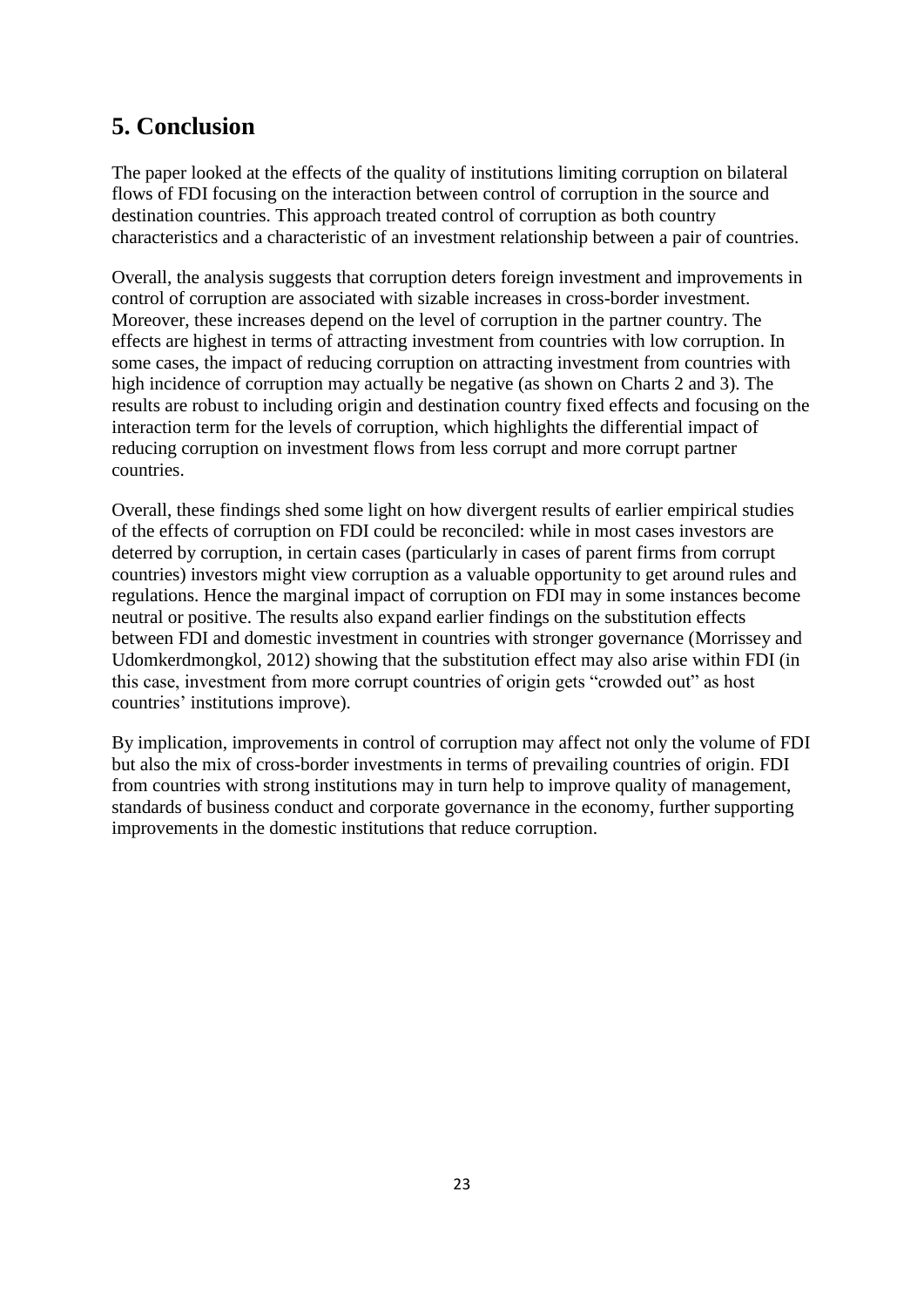## 5. Conclusion

The paper looked at the effects of the quality of institutions limiting corruption on bilateral flows of FDI focusing on the interaction between control of corruption in the source and destination countries. This approach treated control of corruption as both country characteristics and a characteristic of an investment relationship between a pair of countries.

Overall, the analysis suggests that corruption deters foreign investment and improvements in control of corruption are associated with sizable increases in cross-border investment. Moreover, these increases depend on the level of corruption in the partner country. The effects are highest in terms of attracting investment from countries with low corruption. In some cases, the impact of reducing corruption on attracting investment from countries with high incidence of corruption may actually be negative (as shown on Charts 2 and 3). The results are robust to including origin and destination country fixed effects and focusing on the interaction term for the levels of corruption, which highlights the differential impact of reducing corruption on investment flows from less corrupt and more corrupt partner countries.

Overall, these findings shed some light on how divergent results of earlier empirical studies of the effects of corruption on FDI could be reconciled: while in most cases investors are deterred by corruption, in certain cases (particularly in cases of parent firms from corrupt countries) investors might view corruption as a valuable opportunity to get around rules and regulations. Hence the marginal impact of corruption on FDI may in some instances become neutral or positive. The results also expand earlier findings on the substitution effects between FDI and domestic investment in countries with stronger governance (Morrissey and Udomkerdmongkol, 2012) showing that the substitution effect may also arise within FDI (in this case, investment from more corrupt countries of origin gets "crowded out" as host countries' institutions improve).

By implication, improvements in control of corruption may affect not only the volume of FDI but also the mix of cross-border investments in terms of prevailing countries of origin. FDI from countries with strong institutions may in turn help to improve quality of management, standards of business conduct and corporate governance in the economy, further supporting improvements in the domestic institutions that reduce corruption.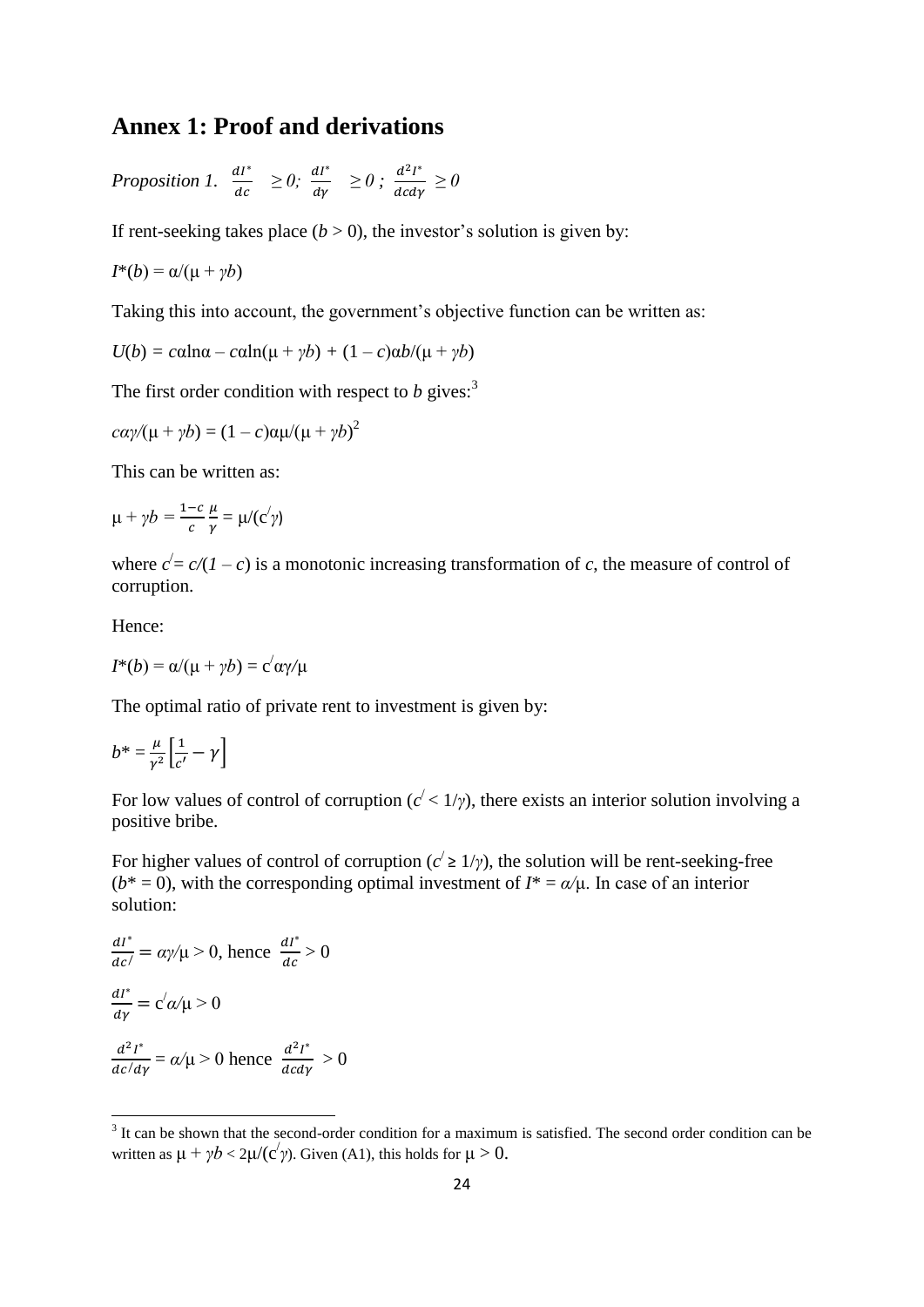# Annex 1: Proof and derivations

*Proposition 1.* $\frac{dI^*}{dc} \geq 0$; $\frac{dI^*}{d\gamma} \geq 0$ ; $\frac{d^2I^*}{dcd\gamma} \geq 0$

If rent-seeking takes place ($b > 0$), the investor's solution is given by:

$I^*(b) = \alpha/(\mu + \gamma b)$

Taking this into account, the government's objective function can be written as:

$U(b) = c\alpha\ln\alpha - c\alpha\ln(\mu + \gamma b) + (1 - c)\alpha b/(\mu + \gamma b)$

The first order condition with respect to $b$ gives:[3]

$c\alpha\gamma/(\mu + \gamma b) = (1 - c)\alpha\mu/(\mu + \gamma b)^2$

This can be written as:

$\mu + \gamma b = \frac{1-c}{c}\frac{\mu}{\gamma} = \mu/(c^{/}\gamma)$

where $c^{/} = c/(1 - c)$ is a monotonic increasing transformation of $c$, the measure of control of corruption.

Hence:

$I^*(b) = \alpha/(\mu + \gamma b) = c^{/}\alpha\gamma/\mu$

The optimal ratio of private rent to investment is given by:

$b^* = \frac{\mu}{\gamma^2}\left[\frac{1}{c'} - \gamma\right]$

For low values of control of corruption ($c^{/} < 1/\gamma$), there exists an interior solution involving a positive bribe.

For higher values of control of corruption ($c^{/} \geq 1/\gamma$), the solution will be rent-seeking-free ($b^* = 0$), with the corresponding optimal investment of $I^* = \alpha/\mu$. In case of an interior solution:

$\frac{dI^*}{dc^{/}} = \alpha\gamma/\mu > 0$, hence $\frac{dI^*}{dc} > 0$

$\frac{dI^*}{d\gamma} = c^{/}\alpha/\mu > 0$

$\frac{d^2I^*}{dc^{/}d\gamma} = \alpha/\mu > 0$ hence $\frac{d^2I^*}{dcd\gamma} > 0$

---

[3] It can be shown that the second-order condition for a maximum is satisfied. The second order condition can be written as $\mu + \gamma b < 2\mu/(c^{/}\gamma)$. Given (A1), this holds for $\mu > 0$.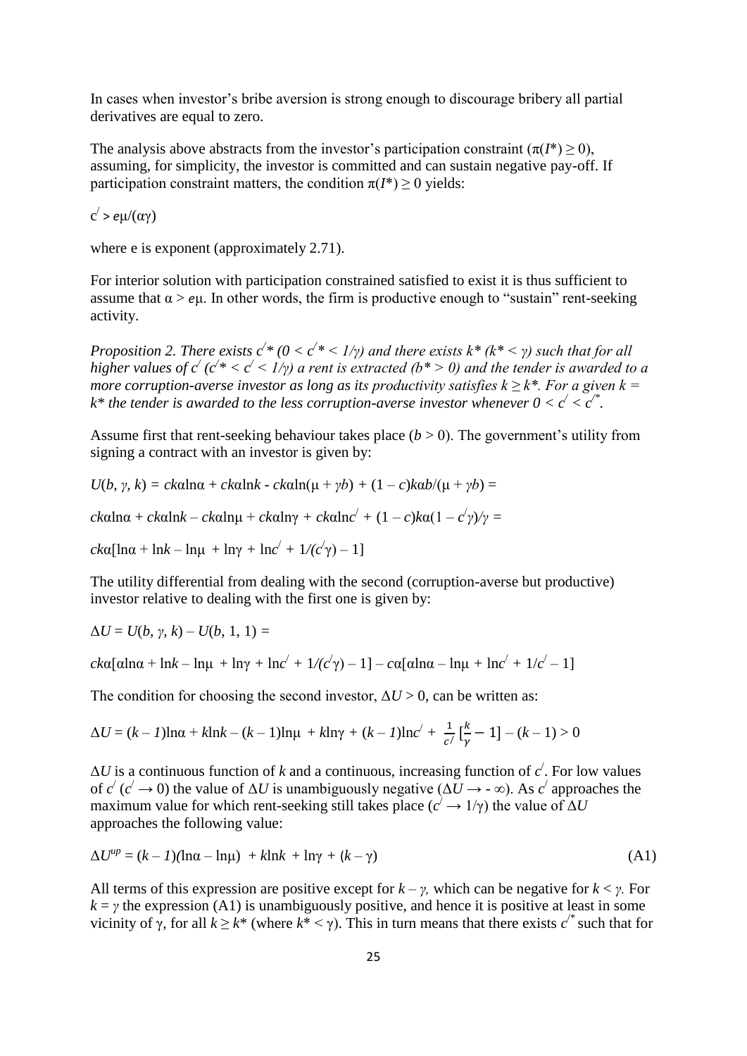In cases when investor's bribe aversion is strong enough to discourage bribery all partial derivatives are equal to zero.

The analysis above abstracts from the investor's participation constraint ($\pi(I^*) \geq 0$), assuming, for simplicity, the investor is committed and can sustain negative pay-off. If participation constraint matters, the condition $\pi(I^*) \geq 0$ yields:

$c' > e\mu/(\alpha\gamma)$

where e is exponent (approximately 2.71).

For interior solution with participation constrained satisfied to exist it is thus sufficient to assume that $\alpha > e\mu$. In other words, the firm is productive enough to "sustain" rent-seeking activity.

*Proposition 2. There exists $c'^*$ ($0 < c'^* < 1/\gamma$) and there exists $k^*$ ($k^* < \gamma$) such that for all higher values of $c'$ ($c'^* < c' < 1/\gamma$) a rent is extracted ($b^* > 0$) and the tender is awarded to a more corruption-averse investor as long as its productivity satisfies $k \geq k^*$. For a given $k = k^*$ the tender is awarded to the less corruption-averse investor whenever $0 < c' < c'^*$.*

Assume first that rent-seeking behaviour takes place ($b > 0$). The government's utility from signing a contract with an investor is given by:

$U(b, \gamma, k) = ck\alpha\ln\alpha + ck\alpha\ln k - ck\alpha\ln(\mu + \gamma b) + (1 - c)k\alpha b/(\mu + \gamma b) =$

$ck\alpha\ln\alpha + ck\alpha\ln k - ck\alpha\ln\mu + ck\alpha\ln\gamma + ck\alpha\ln c' + (1 - c)k\alpha(1 - c'\gamma)/\gamma =$

$ck\alpha[\ln\alpha + \ln k - \ln\mu + \ln\gamma + \ln c' + 1/(c'\gamma) - 1]$

The utility differential from dealing with the second (corruption-averse but productive) investor relative to dealing with the first one is given by:

$\Delta U = U(b, \gamma, k) - U(b, 1, 1) =$

$ck\alpha[\alpha\ln\alpha + \ln k - \ln\mu + \ln\gamma + \ln c' + 1/(c'\gamma) - 1] - c\alpha[\alpha\ln\alpha - \ln\mu + \ln c' + 1/c' - 1]$

The condition for choosing the second investor, $\Delta U > 0$, can be written as:

$$\Delta U = (k - 1)\ln\alpha + k\ln k - (k - 1)\ln\mu + k\ln\gamma + (k - 1)\ln c' + \frac{1}{c'}\left[\frac{k}{\gamma} - 1\right] - (k - 1) > 0$$

$\Delta U$ is a continuous function of $k$ and a continuous, increasing function of $c'$. For low values of $c'$ ($c' \to 0$) the value of $\Delta U$ is unambiguously negative ($\Delta U \to -\infty$). As $c'$ approaches the maximum value for which rent-seeking still takes place ($c' \to 1/\gamma$) the value of $\Delta U$ approaches the following value:

$$\Delta U^{up} = (k - 1)(\ln\alpha - \ln\mu) + k\ln k + \ln\gamma + (k - \gamma) \tag{A1}$$

All terms of this expression are positive except for $k - \gamma$, which can be negative for $k < \gamma$. For $k = \gamma$ the expression (A1) is unambiguously positive, and hence it is positive at least in some vicinity of $\gamma$, for all $k \geq k^*$ (where $k^* < \gamma$). This in turn means that there exists $c'^*$ such that for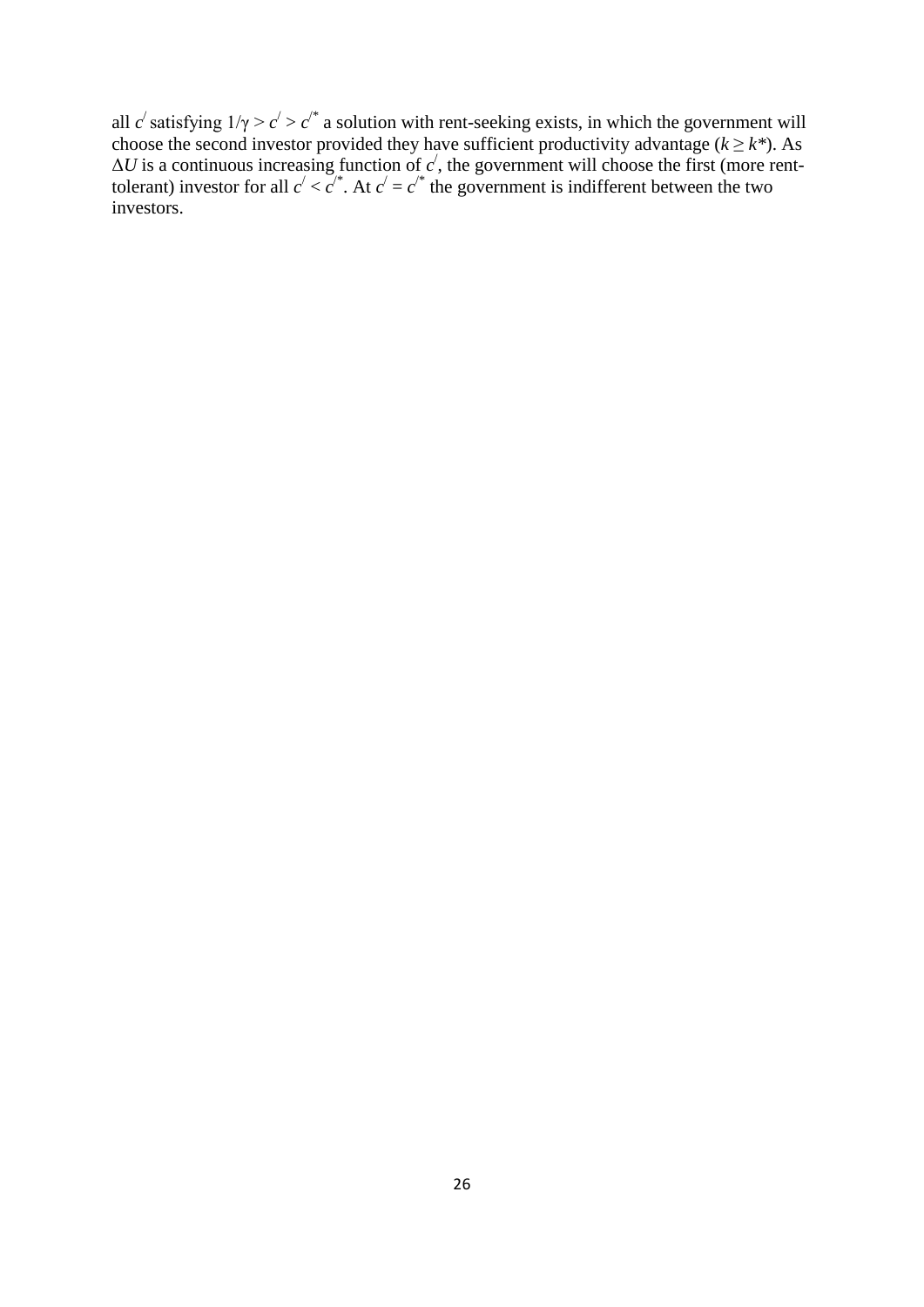all $c^{/}$ satisfying $1/\gamma > c^{/} > c^{/*}$ a solution with rent-seeking exists, in which the government will choose the second investor provided they have sufficient productivity advantage ($k \geq k^{*}$). As $\Delta U$ is a continuous increasing function of $c^{/}$, the government will choose the first (more rent-tolerant) investor for all $c^{/} < c^{/*}$. At $c^{/} = c^{/*}$ the government is indifferent between the two investors.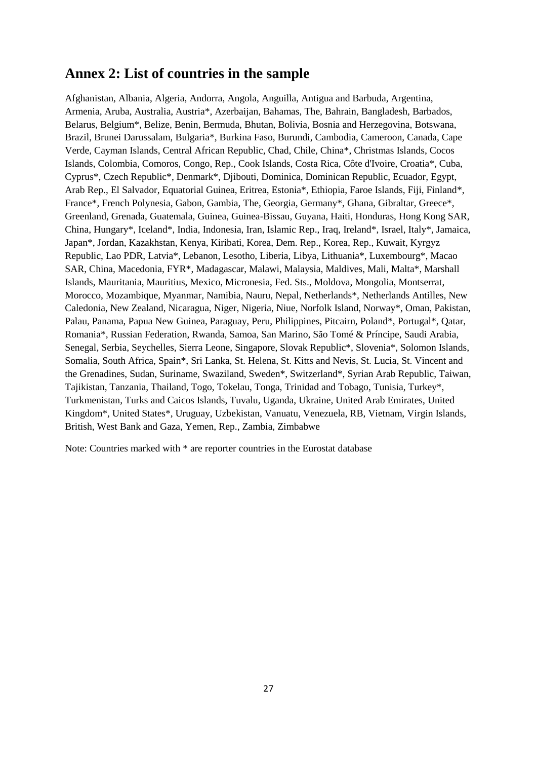## Annex 2: List of countries in the sample

Afghanistan, Albania, Algeria, Andorra, Angola, Anguilla, Antigua and Barbuda, Argentina, Armenia, Aruba, Australia, Austria*, Azerbaijan, Bahamas, The, Bahrain, Bangladesh, Barbados, Belarus, Belgium*, Belize, Benin, Bermuda, Bhutan, Bolivia, Bosnia and Herzegovina, Botswana, Brazil, Brunei Darussalam, Bulgaria*, Burkina Faso, Burundi, Cambodia, Cameroon, Canada, Cape Verde, Cayman Islands, Central African Republic, Chad, Chile, China*, Christmas Islands, Cocos Islands, Colombia, Comoros, Congo, Rep., Cook Islands, Costa Rica, Côte d'Ivoire, Croatia*, Cuba, Cyprus*, Czech Republic*, Denmark*, Djibouti, Dominica, Dominican Republic, Ecuador, Egypt, Arab Rep., El Salvador, Equatorial Guinea, Eritrea, Estonia*, Ethiopia, Faroe Islands, Fiji, Finland*, France*, French Polynesia, Gabon, Gambia, The, Georgia, Germany*, Ghana, Gibraltar, Greece*, Greenland, Grenada, Guatemala, Guinea, Guinea-Bissau, Guyana, Haiti, Honduras, Hong Kong SAR, China, Hungary*, Iceland*, India, Indonesia, Iran, Islamic Rep., Iraq, Ireland*, Israel, Italy*, Jamaica, Japan*, Jordan, Kazakhstan, Kenya, Kiribati, Korea, Dem. Rep., Korea, Rep., Kuwait, Kyrgyz Republic, Lao PDR, Latvia*, Lebanon, Lesotho, Liberia, Libya, Lithuania*, Luxembourg*, Macao SAR, China, Macedonia, FYR*, Madagascar, Malawi, Malaysia, Maldives, Mali, Malta*, Marshall Islands, Mauritania, Mauritius, Mexico, Micronesia, Fed. Sts., Moldova, Mongolia, Montserrat, Morocco, Mozambique, Myanmar, Namibia, Nauru, Nepal, Netherlands*, Netherlands Antilles, New Caledonia, New Zealand, Nicaragua, Niger, Nigeria, Niue, Norfolk Island, Norway*, Oman, Pakistan, Palau, Panama, Papua New Guinea, Paraguay, Peru, Philippines, Pitcairn, Poland*, Portugal*, Qatar, Romania*, Russian Federation, Rwanda, Samoa, San Marino, São Tomé & Príncipe, Saudi Arabia, Senegal, Serbia, Seychelles, Sierra Leone, Singapore, Slovak Republic*, Slovenia*, Solomon Islands, Somalia, South Africa, Spain*, Sri Lanka, St. Helena, St. Kitts and Nevis, St. Lucia, St. Vincent and the Grenadines, Sudan, Suriname, Swaziland, Sweden*, Switzerland*, Syrian Arab Republic, Taiwan, Tajikistan, Tanzania, Thailand, Togo, Tokelau, Tonga, Trinidad and Tobago, Tunisia, Turkey*, Turkmenistan, Turks and Caicos Islands, Tuvalu, Uganda, Ukraine, United Arab Emirates, United Kingdom*, United States*, Uruguay, Uzbekistan, Vanuatu, Venezuela, RB, Vietnam, Virgin Islands, British, West Bank and Gaza, Yemen, Rep., Zambia, Zimbabwe

Note: Countries marked with * are reporter countries in the Eurostat database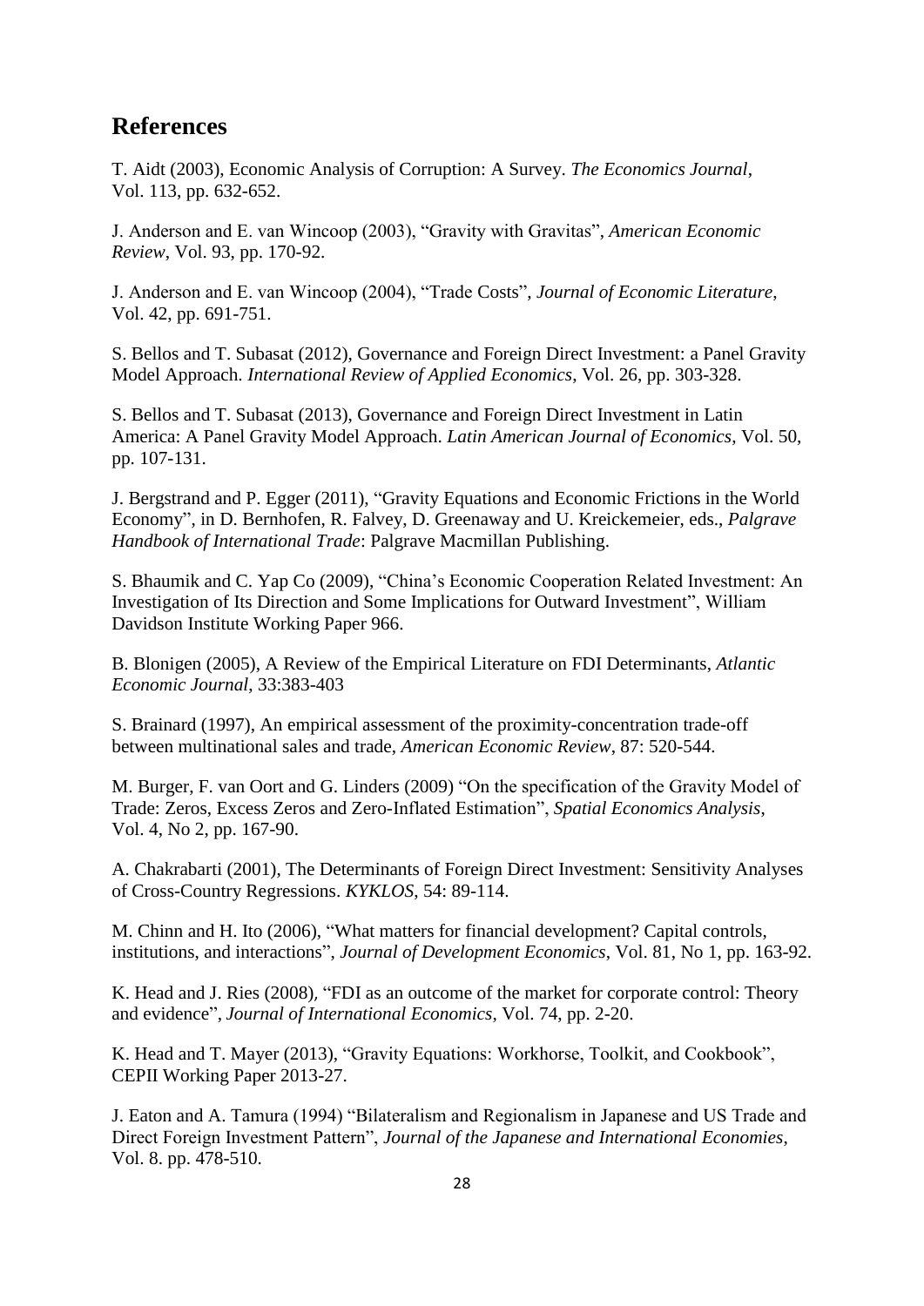## References

T. Aidt (2003), Economic Analysis of Corruption: A Survey. *The Economics Journal*, Vol. 113, pp. 632-652.

J. Anderson and E. van Wincoop (2003), "Gravity with Gravitas", *American Economic Review*, Vol. 93, pp. 170-92.

J. Anderson and E. van Wincoop (2004), "Trade Costs", *Journal of Economic Literature*, Vol. 42, pp. 691-751.

S. Bellos and T. Subasat (2012), Governance and Foreign Direct Investment: a Panel Gravity Model Approach. *International Review of Applied Economics*, Vol. 26, pp. 303-328.

S. Bellos and T. Subasat (2013), Governance and Foreign Direct Investment in Latin America: A Panel Gravity Model Approach. *Latin American Journal of Economics*, Vol. 50, pp. 107-131.

J. Bergstrand and P. Egger (2011), "Gravity Equations and Economic Frictions in the World Economy", in D. Bernhofen, R. Falvey, D. Greenaway and U. Kreickemeier, eds., *Palgrave Handbook of International Trade*: Palgrave Macmillan Publishing.

S. Bhaumik and C. Yap Co (2009), "China's Economic Cooperation Related Investment: An Investigation of Its Direction and Some Implications for Outward Investment", William Davidson Institute Working Paper 966.

B. Blonigen (2005), A Review of the Empirical Literature on FDI Determinants, *Atlantic Economic Journal*, 33:383-403

S. Brainard (1997), An empirical assessment of the proximity-concentration trade-off between multinational sales and trade, *American Economic Review*, 87: 520-544.

M. Burger, F. van Oort and G. Linders (2009) "On the specification of the Gravity Model of Trade: Zeros, Excess Zeros and Zero-Inflated Estimation", *Spatial Economics Analysis*, Vol. 4, No 2, pp. 167-90.

A. Chakrabarti (2001), The Determinants of Foreign Direct Investment: Sensitivity Analyses of Cross-Country Regressions. *KYKLOS*, 54: 89-114.

M. Chinn and H. Ito (2006), "What matters for financial development? Capital controls, institutions, and interactions", *Journal of Development Economics*, Vol. 81, No 1, pp. 163-92.

K. Head and J. Ries (2008), "FDI as an outcome of the market for corporate control: Theory and evidence", *Journal of International Economics*, Vol. 74, pp. 2-20.

K. Head and T. Mayer (2013), "Gravity Equations: Workhorse, Toolkit, and Cookbook", CEPII Working Paper 2013-27.

J. Eaton and A. Tamura (1994) "Bilateralism and Regionalism in Japanese and US Trade and Direct Foreign Investment Pattern", *Journal of the Japanese and International Economies*, Vol. 8. pp. 478-510.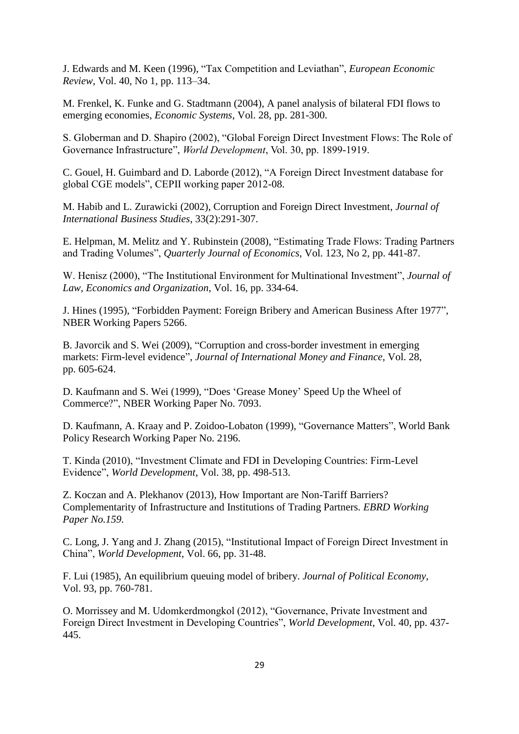J. Edwards and M. Keen (1996), "Tax Competition and Leviathan", *European Economic Review*, Vol. 40, No 1, pp. 113–34.

M. Frenkel, K. Funke and G. Stadtmann (2004), A panel analysis of bilateral FDI flows to emerging economies, *Economic Systems*, Vol. 28, pp. 281-300.

S. Globerman and D. Shapiro (2002), "Global Foreign Direct Investment Flows: The Role of Governance Infrastructure", *World Development*, Vol. 30, pp. 1899-1919.

C. Gouel, H. Guimbard and D. Laborde (2012), "A Foreign Direct Investment database for global CGE models", CEPII working paper 2012-08.

M. Habib and L. Zurawicki (2002), Corruption and Foreign Direct Investment, *Journal of International Business Studies*, 33(2):291-307.

E. Helpman, M. Melitz and Y. Rubinstein (2008), "Estimating Trade Flows: Trading Partners and Trading Volumes", *Quarterly Journal of Economics*, Vol. 123, No 2, pp. 441-87.

W. Henisz (2000), "The Institutional Environment for Multinational Investment", *Journal of Law, Economics and Organization*, Vol. 16, pp. 334-64.

J. Hines (1995), "Forbidden Payment: Foreign Bribery and American Business After 1977", NBER Working Papers 5266.

B. Javorcik and S. Wei (2009), "Corruption and cross-border investment in emerging markets: Firm-level evidence", *Journal of International Money and Finance*, Vol. 28, pp. 605-624.

D. Kaufmann and S. Wei (1999), "Does 'Grease Money' Speed Up the Wheel of Commerce?", NBER Working Paper No. 7093.

D. Kaufmann, A. Kraay and P. Zoidoo-Lobaton (1999), "Governance Matters", World Bank Policy Research Working Paper No. 2196.

T. Kinda (2010), "Investment Climate and FDI in Developing Countries: Firm-Level Evidence", *World Development*, Vol. 38, pp. 498-513.

Z. Koczan and A. Plekhanov (2013), How Important are Non-Tariff Barriers? Complementarity of Infrastructure and Institutions of Trading Partners. *EBRD Working Paper No.159.*

C. Long, J. Yang and J. Zhang (2015), "Institutional Impact of Foreign Direct Investment in China", *World Development*, Vol. 66, pp. 31-48.

F. Lui (1985), An equilibrium queuing model of bribery. *Journal of Political Economy*, Vol. 93, pp. 760-781.

O. Morrissey and M. Udomkerdmongkol (2012), "Governance, Private Investment and Foreign Direct Investment in Developing Countries", *World Development*, Vol. 40, pp. 437-445.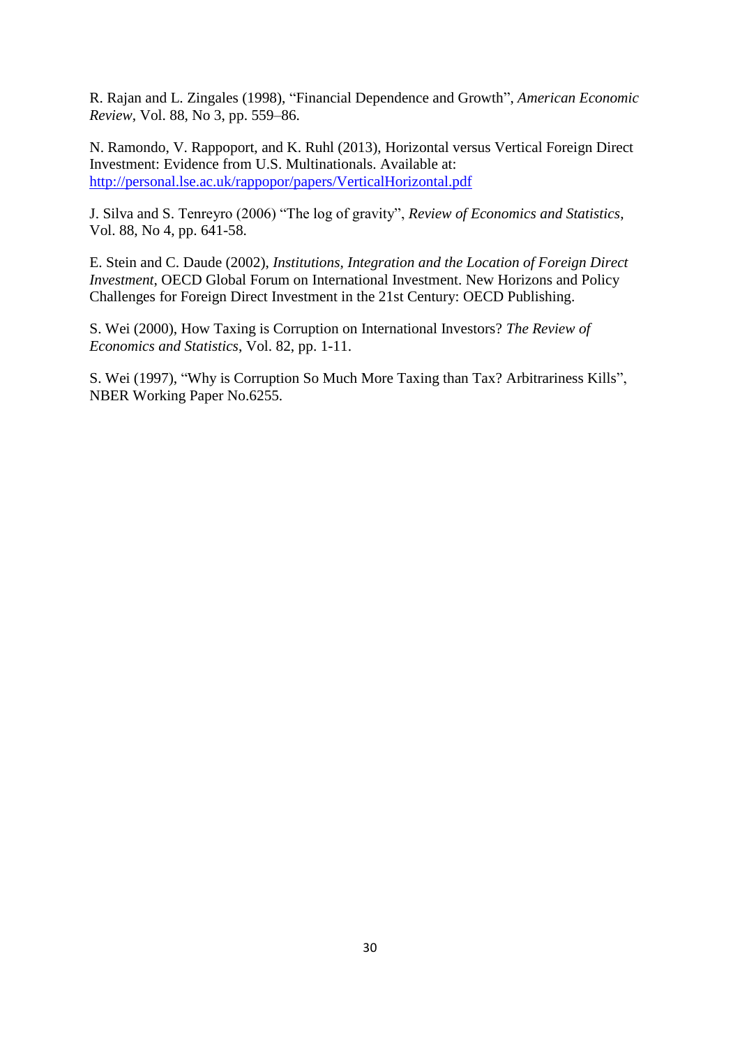R. Rajan and L. Zingales (1998), "Financial Dependence and Growth", *American Economic Review*, Vol. 88, No 3, pp. 559–86.

N. Ramondo, V. Rappoport, and K. Ruhl (2013), Horizontal versus Vertical Foreign Direct Investment: Evidence from U.S. Multinationals. Available at: [http://personal.lse.ac.uk/rappopor/papers/VerticalHorizontal.pdf](http://personal.lse.ac.uk/rappopor/papers/VerticalHorizontal.pdf)

J. Silva and S. Tenreyro (2006) "The log of gravity", *Review of Economics and Statistics*, Vol. 88, No 4, pp. 641-58.

E. Stein and C. Daude (2002), *Institutions, Integration and the Location of Foreign Direct Investment*, OECD Global Forum on International Investment. New Horizons and Policy Challenges for Foreign Direct Investment in the 21st Century: OECD Publishing.

S. Wei (2000), How Taxing is Corruption on International Investors? *The Review of Economics and Statistics*, Vol. 82, pp. 1-11.

S. Wei (1997), "Why is Corruption So Much More Taxing than Tax? Arbitrariness Kills", NBER Working Paper No.6255.